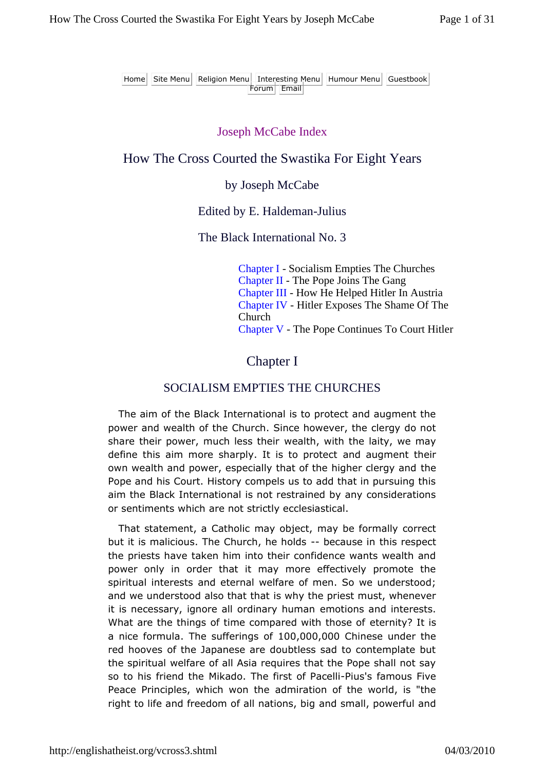Home | Site Menu | Religion Menu | Interesting Menu | Humour Menu | Guestbook | Forum | Email

Joseph McCabe Index

# How The Cross Courted the Swastika For Eight Years

by Joseph McCabe

Edited by E. Haldeman-Julius

The Black International No. 3

Chapter I - Socialism Empties The Churches
Chapter II - The Pope Joins The Gang
Chapter III - How He Helped Hitler In Austria
Chapter IV - Hitler Exposes The Shame Of The Church
Chapter V - The Pope Continues To Court Hitler

## Chapter I

### SOCIALISM EMPTIES THE CHURCHES

The aim of the Black International is to protect and augment the power and wealth of the Church. Since however, the clergy do not share their power, much less their wealth, with the laity, we may define this aim more sharply. It is to protect and augment their own wealth and power, especially that of the higher clergy and the Pope and his Court. History compels us to add that in pursuing this aim the Black International is not restrained by any considerations or sentiments which are not strictly ecclesiastical.

That statement, a Catholic may object, may be formally correct but it is malicious. The Church, he holds -- because in this respect the priests have taken him into their confidence wants wealth and power only in order that it may more effectively promote the spiritual interests and eternal welfare of men. So we understood; and we understood also that that is why the priest must, whenever it is necessary, ignore all ordinary human emotions and interests. What are the things of time compared with those of eternity? It is a nice formula. The sufferings of 100,000,000 Chinese under the red hooves of the Japanese are doubtless sad to contemplate but the spiritual welfare of all Asia requires that the Pope shall not say so to his friend the Mikado. The first of Pacelli-Pius's famous Five Peace Principles, which won the admiration of the world, is "the right to life and freedom of all nations, big and small, powerful and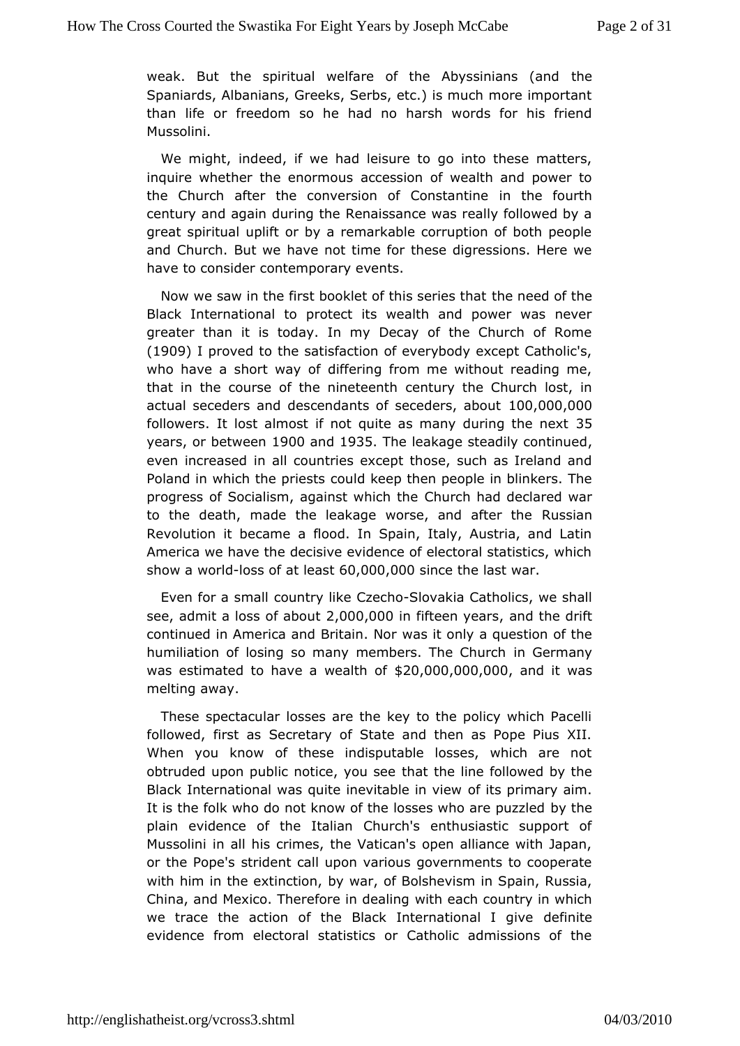weak. But the spiritual welfare of the Abyssinians (and the Spaniards, Albanians, Greeks, Serbs, etc.) is much more important than life or freedom so he had no harsh words for his friend Mussolini.

We might, indeed, if we had leisure to go into these matters, inquire whether the enormous accession of wealth and power to the Church after the conversion of Constantine in the fourth century and again during the Renaissance was really followed by a great spiritual uplift or by a remarkable corruption of both people and Church. But we have not time for these digressions. Here we have to consider contemporary events.

Now we saw in the first booklet of this series that the need of the Black International to protect its wealth and power was never greater than it is today. In my Decay of the Church of Rome (1909) I proved to the satisfaction of everybody except Catholic's, who have a short way of differing from me without reading me, that in the course of the nineteenth century the Church lost, in actual seceders and descendants of seceders, about 100,000,000 followers. It lost almost if not quite as many during the next 35 years, or between 1900 and 1935. The leakage steadily continued, even increased in all countries except those, such as Ireland and Poland in which the priests could keep then people in blinkers. The progress of Socialism, against which the Church had declared war to the death, made the leakage worse, and after the Russian Revolution it became a flood. In Spain, Italy, Austria, and Latin America we have the decisive evidence of electoral statistics, which show a world-loss of at least 60,000,000 since the last war.

Even for a small country like Czecho-Slovakia Catholics, we shall see, admit a loss of about 2,000,000 in fifteen years, and the drift continued in America and Britain. Nor was it only a question of the humiliation of losing so many members. The Church in Germany was estimated to have a wealth of $20,000,000,000, and it was melting away.

These spectacular losses are the key to the policy which Pacelli followed, first as Secretary of State and then as Pope Pius XII. When you know of these indisputable losses, which are not obtruded upon public notice, you see that the line followed by the Black International was quite inevitable in view of its primary aim. It is the folk who do not know of the losses who are puzzled by the plain evidence of the Italian Church's enthusiastic support of Mussolini in all his crimes, the Vatican's open alliance with Japan, or the Pope's strident call upon various governments to cooperate with him in the extinction, by war, of Bolshevism in Spain, Russia, China, and Mexico. Therefore in dealing with each country in which we trace the action of the Black International I give definite evidence from electoral statistics or Catholic admissions of the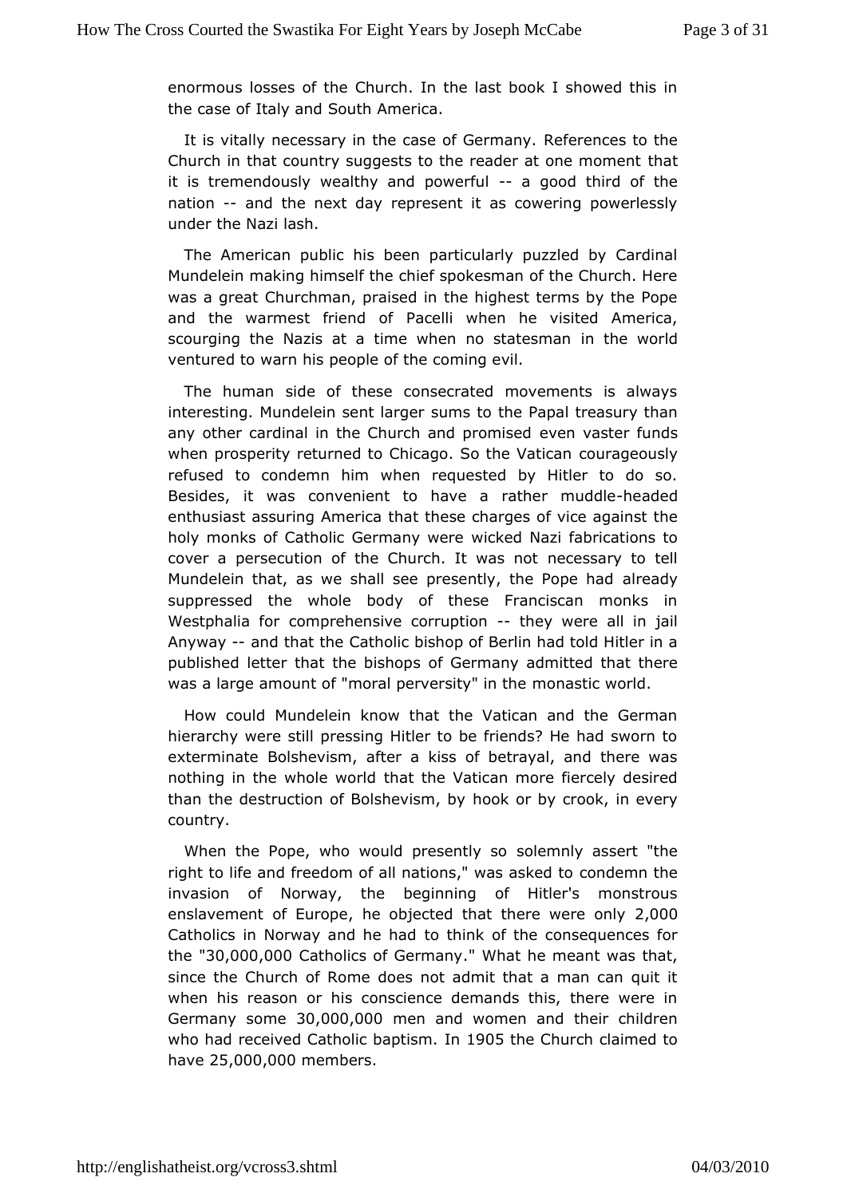enormous losses of the Church. In the last book I showed this in the case of Italy and South America.

It is vitally necessary in the case of Germany. References to the Church in that country suggests to the reader at one moment that it is tremendously wealthy and powerful -- a good third of the nation -- and the next day represent it as cowering powerlessly under the Nazi lash.

The American public his been particularly puzzled by Cardinal Mundelein making himself the chief spokesman of the Church. Here was a great Churchman, praised in the highest terms by the Pope and the warmest friend of Pacelli when he visited America, scourging the Nazis at a time when no statesman in the world ventured to warn his people of the coming evil.

The human side of these consecrated movements is always interesting. Mundelein sent larger sums to the Papal treasury than any other cardinal in the Church and promised even vaster funds when prosperity returned to Chicago. So the Vatican courageously refused to condemn him when requested by Hitler to do so. Besides, it was convenient to have a rather muddle-headed enthusiast assuring America that these charges of vice against the holy monks of Catholic Germany were wicked Nazi fabrications to cover a persecution of the Church. It was not necessary to tell Mundelein that, as we shall see presently, the Pope had already suppressed the whole body of these Franciscan monks in Westphalia for comprehensive corruption -- they were all in jail Anyway -- and that the Catholic bishop of Berlin had told Hitler in a published letter that the bishops of Germany admitted that there was a large amount of "moral perversity" in the monastic world.

How could Mundelein know that the Vatican and the German hierarchy were still pressing Hitler to be friends? He had sworn to exterminate Bolshevism, after a kiss of betrayal, and there was nothing in the whole world that the Vatican more fiercely desired than the destruction of Bolshevism, by hook or by crook, in every country.

When the Pope, who would presently so solemnly assert "the right to life and freedom of all nations," was asked to condemn the invasion of Norway, the beginning of Hitler's monstrous enslavement of Europe, he objected that there were only 2,000 Catholics in Norway and he had to think of the consequences for the "30,000,000 Catholics of Germany." What he meant was that, since the Church of Rome does not admit that a man can quit it when his reason or his conscience demands this, there were in Germany some 30,000,000 men and women and their children who had received Catholic baptism. In 1905 the Church claimed to have 25,000,000 members.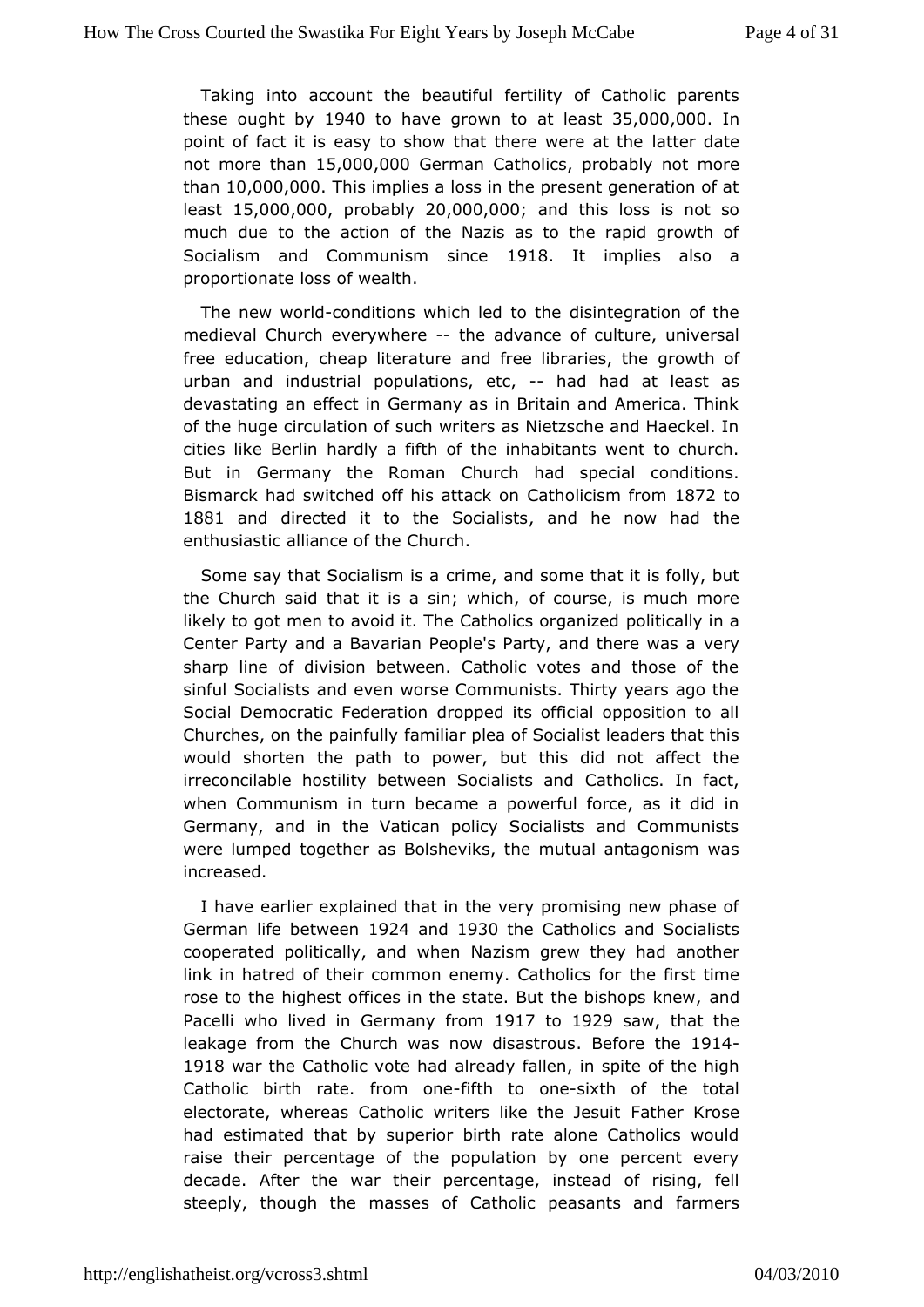Taking into account the beautiful fertility of Catholic parents these ought by 1940 to have grown to at least 35,000,000. In point of fact it is easy to show that there were at the latter date not more than 15,000,000 German Catholics, probably not more than 10,000,000. This implies a loss in the present generation of at least 15,000,000, probably 20,000,000; and this loss is not so much due to the action of the Nazis as to the rapid growth of Socialism and Communism since 1918. It implies also a proportionate loss of wealth.

The new world-conditions which led to the disintegration of the medieval Church everywhere -- the advance of culture, universal free education, cheap literature and free libraries, the growth of urban and industrial populations, etc, -- had had at least as devastating an effect in Germany as in Britain and America. Think of the huge circulation of such writers as Nietzsche and Haeckel. In cities like Berlin hardly a fifth of the inhabitants went to church. But in Germany the Roman Church had special conditions. Bismarck had switched off his attack on Catholicism from 1872 to 1881 and directed it to the Socialists, and he now had the enthusiastic alliance of the Church.

Some say that Socialism is a crime, and some that it is folly, but the Church said that it is a sin; which, of course, is much more likely to got men to avoid it. The Catholics organized politically in a Center Party and a Bavarian People's Party, and there was a very sharp line of division between. Catholic votes and those of the sinful Socialists and even worse Communists. Thirty years ago the Social Democratic Federation dropped its official opposition to all Churches, on the painfully familiar plea of Socialist leaders that this would shorten the path to power, but this did not affect the irreconcilable hostility between Socialists and Catholics. In fact, when Communism in turn became a powerful force, as it did in Germany, and in the Vatican policy Socialists and Communists were lumped together as Bolsheviks, the mutual antagonism was increased.

I have earlier explained that in the very promising new phase of German life between 1924 and 1930 the Catholics and Socialists cooperated politically, and when Nazism grew they had another link in hatred of their common enemy. Catholics for the first time rose to the highest offices in the state. But the bishops knew, and Pacelli who lived in Germany from 1917 to 1929 saw, that the leakage from the Church was now disastrous. Before the 1914-1918 war the Catholic vote had already fallen, in spite of the high Catholic birth rate. from one-fifth to one-sixth of the total electorate, whereas Catholic writers like the Jesuit Father Krose had estimated that by superior birth rate alone Catholics would raise their percentage of the population by one percent every decade. After the war their percentage, instead of rising, fell steeply, though the masses of Catholic peasants and farmers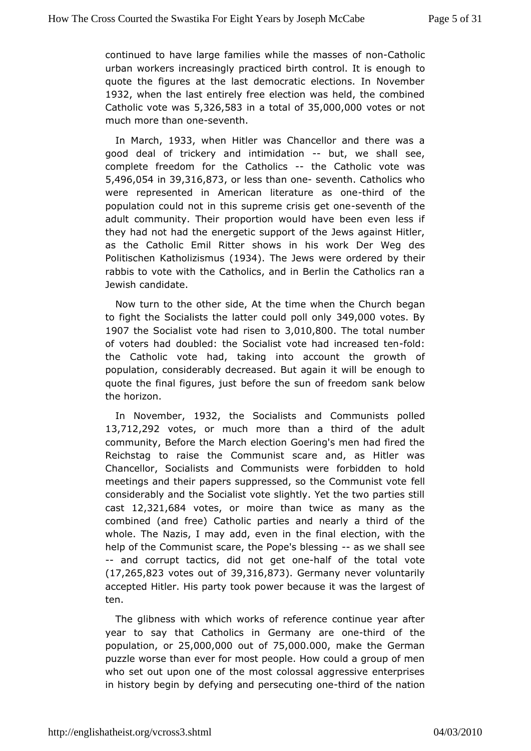continued to have large families while the masses of non-Catholic urban workers increasingly practiced birth control. It is enough to quote the figures at the last democratic elections. In November 1932, when the last entirely free election was held, the combined Catholic vote was 5,326,583 in a total of 35,000,000 votes or not much more than one-seventh.

In March, 1933, when Hitler was Chancellor and there was a good deal of trickery and intimidation -- but, we shall see, complete freedom for the Catholics -- the Catholic vote was 5,496,054 in 39,316,873, or less than one- seventh. Catholics who were represented in American literature as one-third of the population could not in this supreme crisis get one-seventh of the adult community. Their proportion would have been even less if they had not had the energetic support of the Jews against Hitler, as the Catholic Emil Ritter shows in his work Der Weg des Politischen Katholizismus (1934). The Jews were ordered by their rabbis to vote with the Catholics, and in Berlin the Catholics ran a Jewish candidate.

Now turn to the other side, At the time when the Church began to fight the Socialists the latter could poll only 349,000 votes. By 1907 the Socialist vote had risen to 3,010,800. The total number of voters had doubled: the Socialist vote had increased ten-fold: the Catholic vote had, taking into account the growth of population, considerably decreased. But again it will be enough to quote the final figures, just before the sun of freedom sank below the horizon.

In November, 1932, the Socialists and Communists polled 13,712,292 votes, or much more than a third of the adult community, Before the March election Goering's men had fired the Reichstag to raise the Communist scare and, as Hitler was Chancellor, Socialists and Communists were forbidden to hold meetings and their papers suppressed, so the Communist vote fell considerably and the Socialist vote slightly. Yet the two parties still cast 12,321,684 votes, or moire than twice as many as the combined (and free) Catholic parties and nearly a third of the whole. The Nazis, I may add, even in the final election, with the help of the Communist scare, the Pope's blessing -- as we shall see -- and corrupt tactics, did not get one-half of the total vote (17,265,823 votes out of 39,316,873). Germany never voluntarily accepted Hitler. His party took power because it was the largest of ten.

The glibness with which works of reference continue year after year to say that Catholics in Germany are one-third of the population, or 25,000,000 out of 75,000.000, make the German puzzle worse than ever for most people. How could a group of men who set out upon one of the most colossal aggressive enterprises in history begin by defying and persecuting one-third of the nation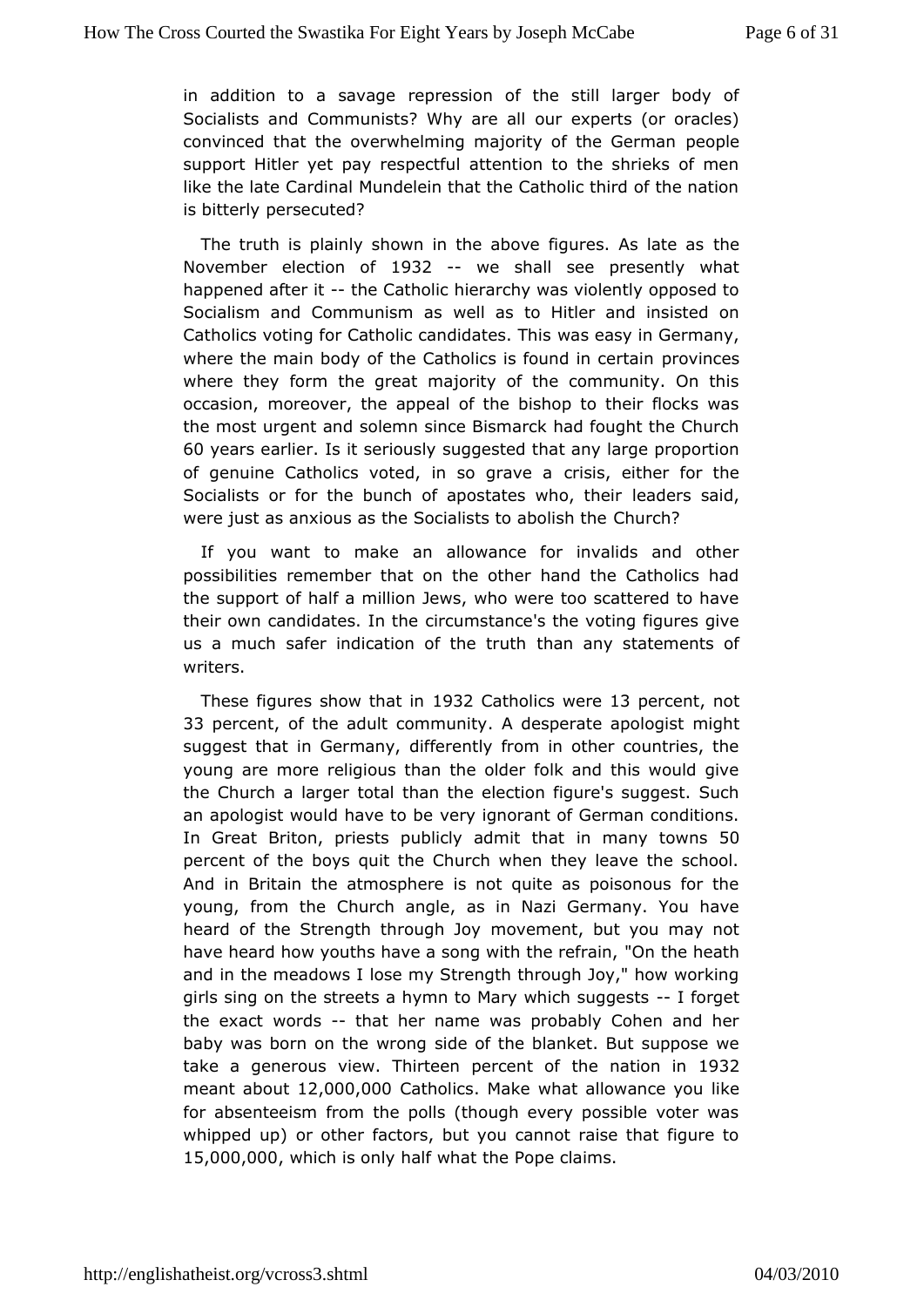in addition to a savage repression of the still larger body of Socialists and Communists? Why are all our experts (or oracles) convinced that the overwhelming majority of the German people support Hitler yet pay respectful attention to the shrieks of men like the late Cardinal Mundelein that the Catholic third of the nation is bitterly persecuted?

The truth is plainly shown in the above figures. As late as the November election of 1932 -- we shall see presently what happened after it -- the Catholic hierarchy was violently opposed to Socialism and Communism as well as to Hitler and insisted on Catholics voting for Catholic candidates. This was easy in Germany, where the main body of the Catholics is found in certain provinces where they form the great majority of the community. On this occasion, moreover, the appeal of the bishop to their flocks was the most urgent and solemn since Bismarck had fought the Church 60 years earlier. Is it seriously suggested that any large proportion of genuine Catholics voted, in so grave a crisis, either for the Socialists or for the bunch of apostates who, their leaders said, were just as anxious as the Socialists to abolish the Church?

If you want to make an allowance for invalids and other possibilities remember that on the other hand the Catholics had the support of half a million Jews, who were too scattered to have their own candidates. In the circumstance's the voting figures give us a much safer indication of the truth than any statements of writers.

These figures show that in 1932 Catholics were 13 percent, not 33 percent, of the adult community. A desperate apologist might suggest that in Germany, differently from in other countries, the young are more religious than the older folk and this would give the Church a larger total than the election figure's suggest. Such an apologist would have to be very ignorant of German conditions. In Great Briton, priests publicly admit that in many towns 50 percent of the boys quit the Church when they leave the school. And in Britain the atmosphere is not quite as poisonous for the young, from the Church angle, as in Nazi Germany. You have heard of the Strength through Joy movement, but you may not have heard how youths have a song with the refrain, "On the heath and in the meadows I lose my Strength through Joy," how working girls sing on the streets a hymn to Mary which suggests -- I forget the exact words -- that her name was probably Cohen and her baby was born on the wrong side of the blanket. But suppose we take a generous view. Thirteen percent of the nation in 1932 meant about 12,000,000 Catholics. Make what allowance you like for absenteeism from the polls (though every possible voter was whipped up) or other factors, but you cannot raise that figure to 15,000,000, which is only half what the Pope claims.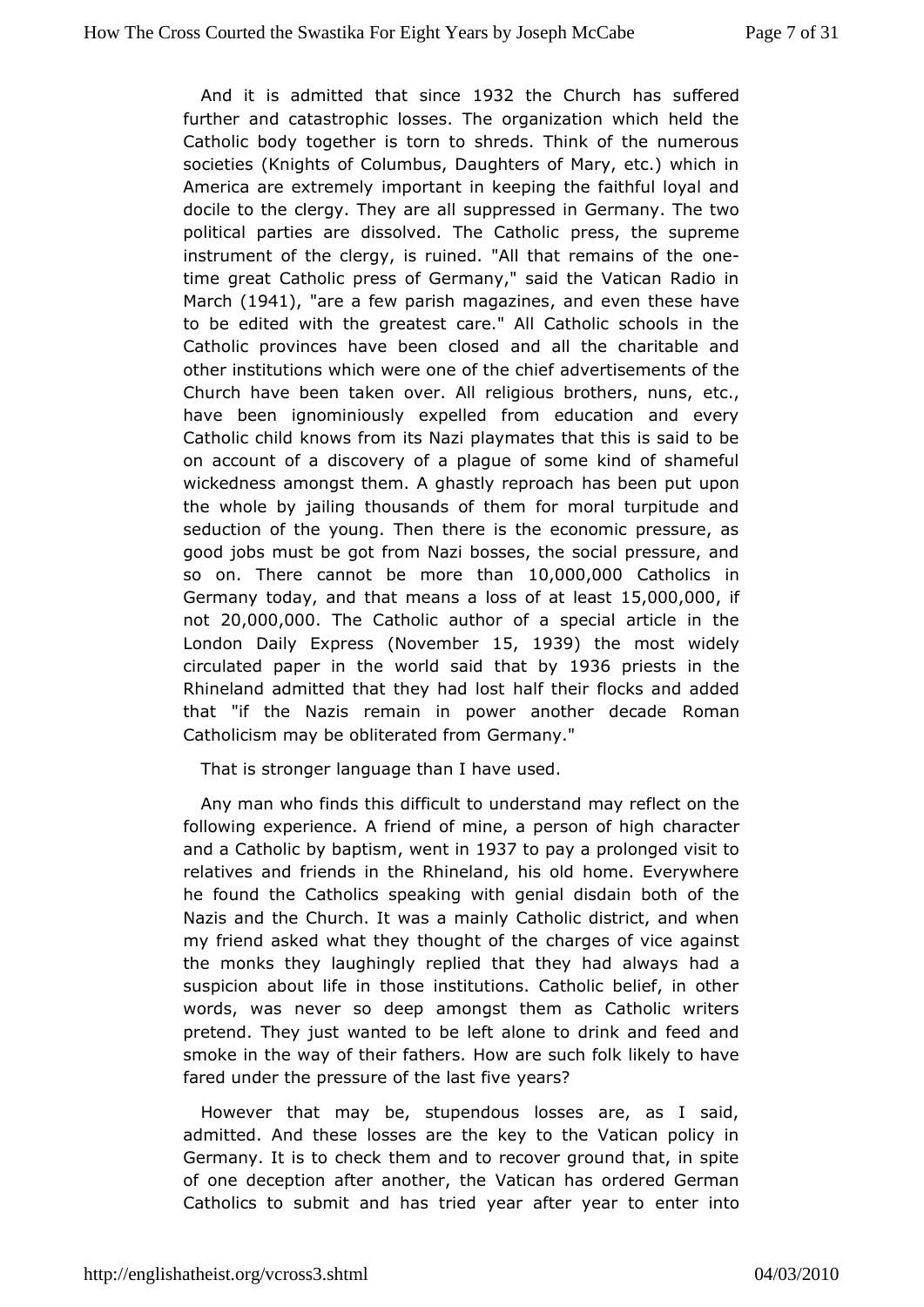And it is admitted that since 1932 the Church has suffered further and catastrophic losses. The organization which held the Catholic body together is torn to shreds. Think of the numerous societies (Knights of Columbus, Daughters of Mary, etc.) which in America are extremely important in keeping the faithful loyal and docile to the clergy. They are all suppressed in Germany. The two political parties are dissolved. The Catholic press, the supreme instrument of the clergy, is ruined. "All that remains of the one-time great Catholic press of Germany," said the Vatican Radio in March (1941), "are a few parish magazines, and even these have to be edited with the greatest care." All Catholic schools in the Catholic provinces have been closed and all the charitable and other institutions which were one of the chief advertisements of the Church have been taken over. All religious brothers, nuns, etc., have been ignominiously expelled from education and every Catholic child knows from its Nazi playmates that this is said to be on account of a discovery of a plague of some kind of shameful wickedness amongst them. A ghastly reproach has been put upon the whole by jailing thousands of them for moral turpitude and seduction of the young. Then there is the economic pressure, as good jobs must be got from Nazi bosses, the social pressure, and so on. There cannot be more than 10,000,000 Catholics in Germany today, and that means a loss of at least 15,000,000, if not 20,000,000. The Catholic author of a special article in the London Daily Express (November 15, 1939) the most widely circulated paper in the world said that by 1936 priests in the Rhineland admitted that they had lost half their flocks and added that "if the Nazis remain in power another decade Roman Catholicism may be obliterated from Germany."

That is stronger language than I have used.

Any man who finds this difficult to understand may reflect on the following experience. A friend of mine, a person of high character and a Catholic by baptism, went in 1937 to pay a prolonged visit to relatives and friends in the Rhineland, his old home. Everywhere he found the Catholics speaking with genial disdain both of the Nazis and the Church. It was a mainly Catholic district, and when my friend asked what they thought of the charges of vice against the monks they laughingly replied that they had always had a suspicion about life in those institutions. Catholic belief, in other words, was never so deep amongst them as Catholic writers pretend. They just wanted to be left alone to drink and feed and smoke in the way of their fathers. How are such folk likely to have fared under the pressure of the last five years?

However that may be, stupendous losses are, as I said, admitted. And these losses are the key to the Vatican policy in Germany. It is to check them and to recover ground that, in spite of one deception after another, the Vatican has ordered German Catholics to submit and has tried year after year to enter into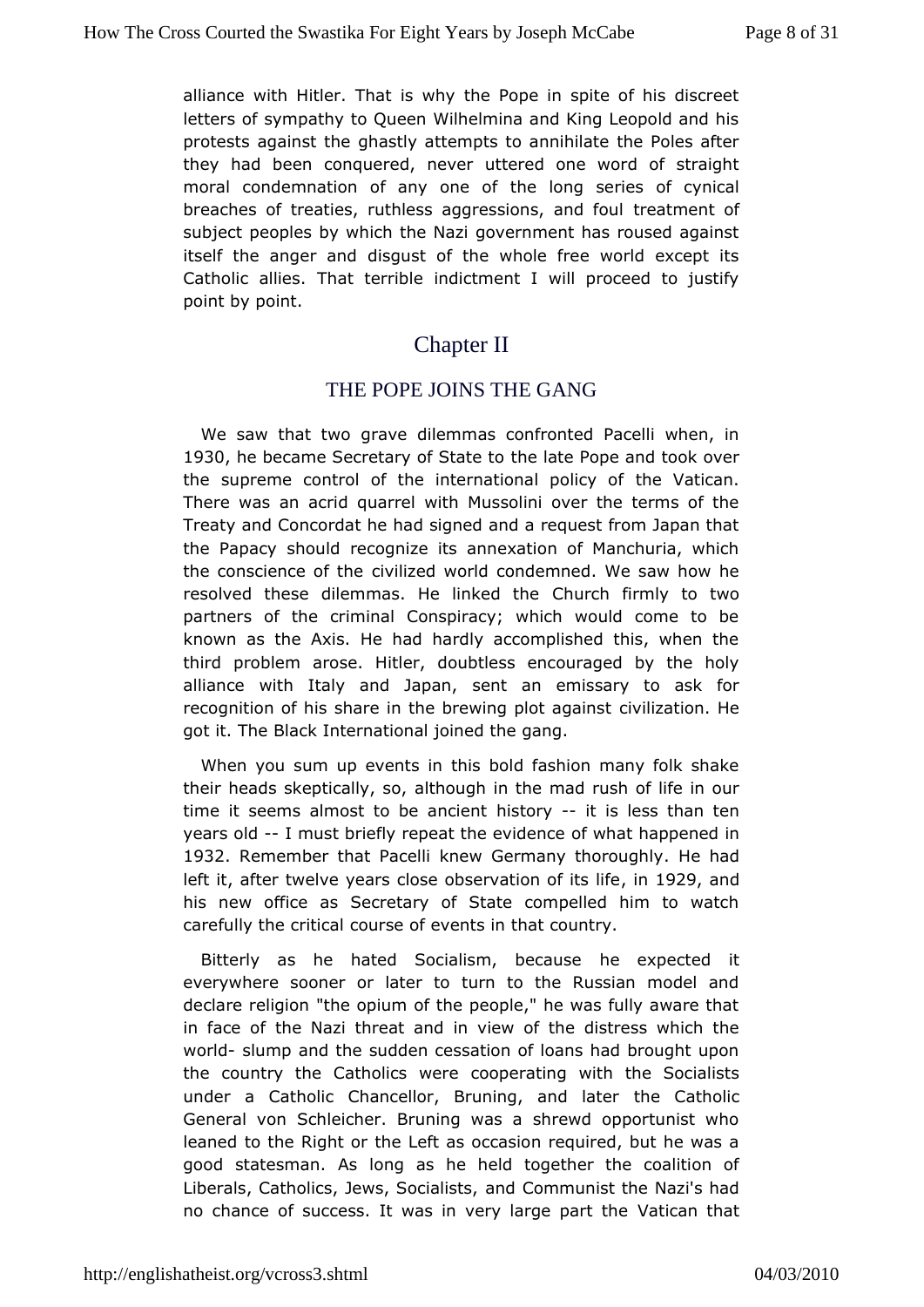alliance with Hitler. That is why the Pope in spite of his discreet letters of sympathy to Queen Wilhelmina and King Leopold and his protests against the ghastly attempts to annihilate the Poles after they had been conquered, never uttered one word of straight moral condemnation of any one of the long series of cynical breaches of treaties, ruthless aggressions, and foul treatment of subject peoples by which the Nazi government has roused against itself the anger and disgust of the whole free world except its Catholic allies. That terrible indictment I will proceed to justify point by point.

## Chapter II

### THE POPE JOINS THE GANG

We saw that two grave dilemmas confronted Pacelli when, in 1930, he became Secretary of State to the late Pope and took over the supreme control of the international policy of the Vatican. There was an acrid quarrel with Mussolini over the terms of the Treaty and Concordat he had signed and a request from Japan that the Papacy should recognize its annexation of Manchuria, which the conscience of the civilized world condemned. We saw how he resolved these dilemmas. He linked the Church firmly to two partners of the criminal Conspiracy; which would come to be known as the Axis. He had hardly accomplished this, when the third problem arose. Hitler, doubtless encouraged by the holy alliance with Italy and Japan, sent an emissary to ask for recognition of his share in the brewing plot against civilization. He got it. The Black International joined the gang.

When you sum up events in this bold fashion many folk shake their heads skeptically, so, although in the mad rush of life in our time it seems almost to be ancient history -- it is less than ten years old -- I must briefly repeat the evidence of what happened in 1932. Remember that Pacelli knew Germany thoroughly. He had left it, after twelve years close observation of its life, in 1929, and his new office as Secretary of State compelled him to watch carefully the critical course of events in that country.

Bitterly as he hated Socialism, because he expected it everywhere sooner or later to turn to the Russian model and declare religion "the opium of the people," he was fully aware that in face of the Nazi threat and in view of the distress which the world- slump and the sudden cessation of loans had brought upon the country the Catholics were cooperating with the Socialists under a Catholic Chancellor, Bruning, and later the Catholic General von Schleicher. Bruning was a shrewd opportunist who leaned to the Right or the Left as occasion required, but he was a good statesman. As long as he held together the coalition of Liberals, Catholics, Jews, Socialists, and Communist the Nazi's had no chance of success. It was in very large part the Vatican that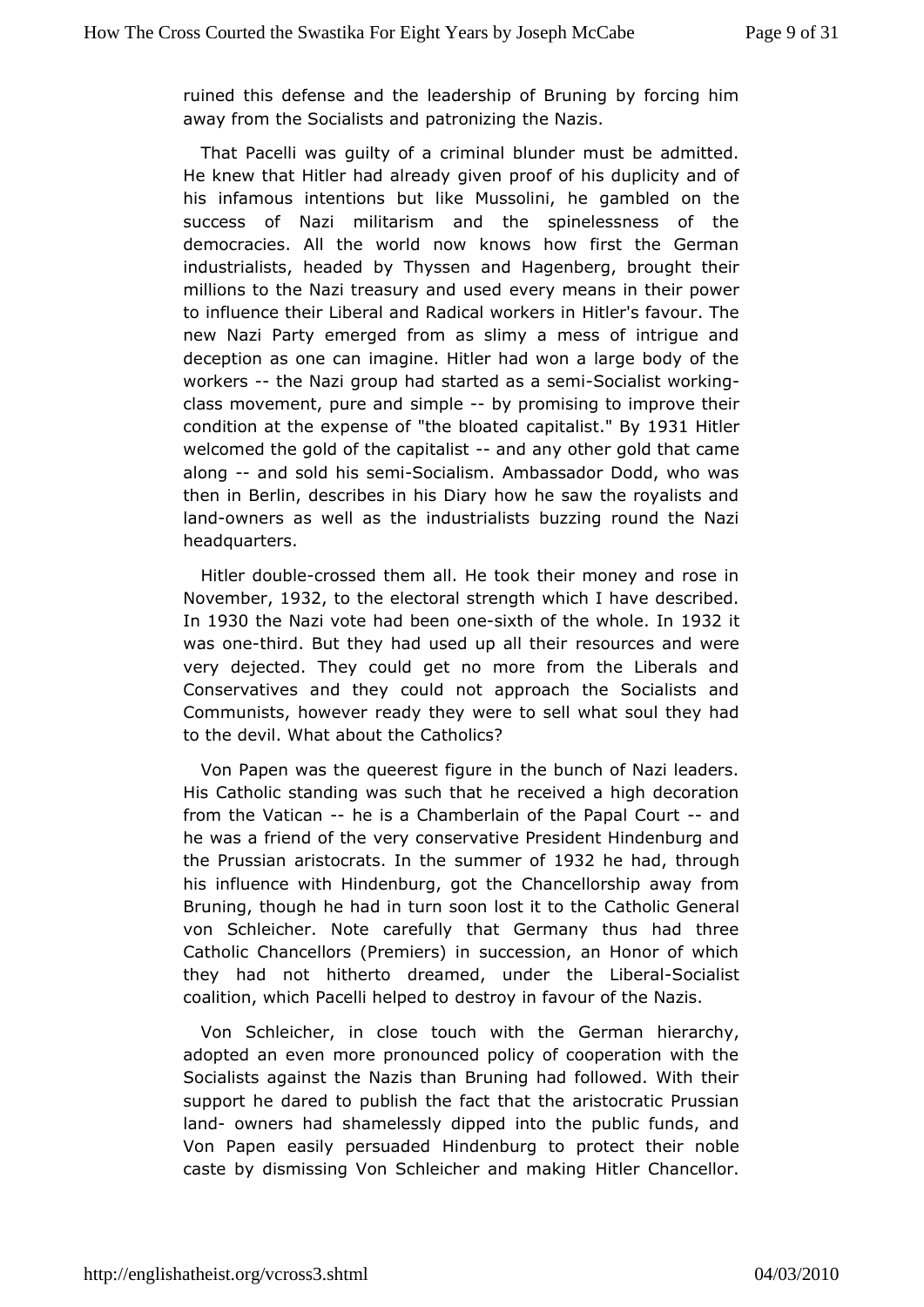ruined this defense and the leadership of Bruning by forcing him away from the Socialists and patronizing the Nazis.

That Pacelli was guilty of a criminal blunder must be admitted. He knew that Hitler had already given proof of his duplicity and of his infamous intentions but like Mussolini, he gambled on the success of Nazi militarism and the spinelessness of the democracies. All the world now knows how first the German industrialists, headed by Thyssen and Hagenberg, brought their millions to the Nazi treasury and used every means in their power to influence their Liberal and Radical workers in Hitler's favour. The new Nazi Party emerged from as slimy a mess of intrigue and deception as one can imagine. Hitler had won a large body of the workers -- the Nazi group had started as a semi-Socialist working-class movement, pure and simple -- by promising to improve their condition at the expense of "the bloated capitalist." By 1931 Hitler welcomed the gold of the capitalist -- and any other gold that came along -- and sold his semi-Socialism. Ambassador Dodd, who was then in Berlin, describes in his Diary how he saw the royalists and land-owners as well as the industrialists buzzing round the Nazi headquarters.

Hitler double-crossed them all. He took their money and rose in November, 1932, to the electoral strength which I have described. In 1930 the Nazi vote had been one-sixth of the whole. In 1932 it was one-third. But they had used up all their resources and were very dejected. They could get no more from the Liberals and Conservatives and they could not approach the Socialists and Communists, however ready they were to sell what soul they had to the devil. What about the Catholics?

Von Papen was the queerest figure in the bunch of Nazi leaders. His Catholic standing was such that he received a high decoration from the Vatican -- he is a Chamberlain of the Papal Court -- and he was a friend of the very conservative President Hindenburg and the Prussian aristocrats. In the summer of 1932 he had, through his influence with Hindenburg, got the Chancellorship away from Bruning, though he had in turn soon lost it to the Catholic General von Schleicher. Note carefully that Germany thus had three Catholic Chancellors (Premiers) in succession, an Honor of which they had not hitherto dreamed, under the Liberal-Socialist coalition, which Pacelli helped to destroy in favour of the Nazis.

Von Schleicher, in close touch with the German hierarchy, adopted an even more pronounced policy of cooperation with the Socialists against the Nazis than Bruning had followed. With their support he dared to publish the fact that the aristocratic Prussian land- owners had shamelessly dipped into the public funds, and Von Papen easily persuaded Hindenburg to protect their noble caste by dismissing Von Schleicher and making Hitler Chancellor.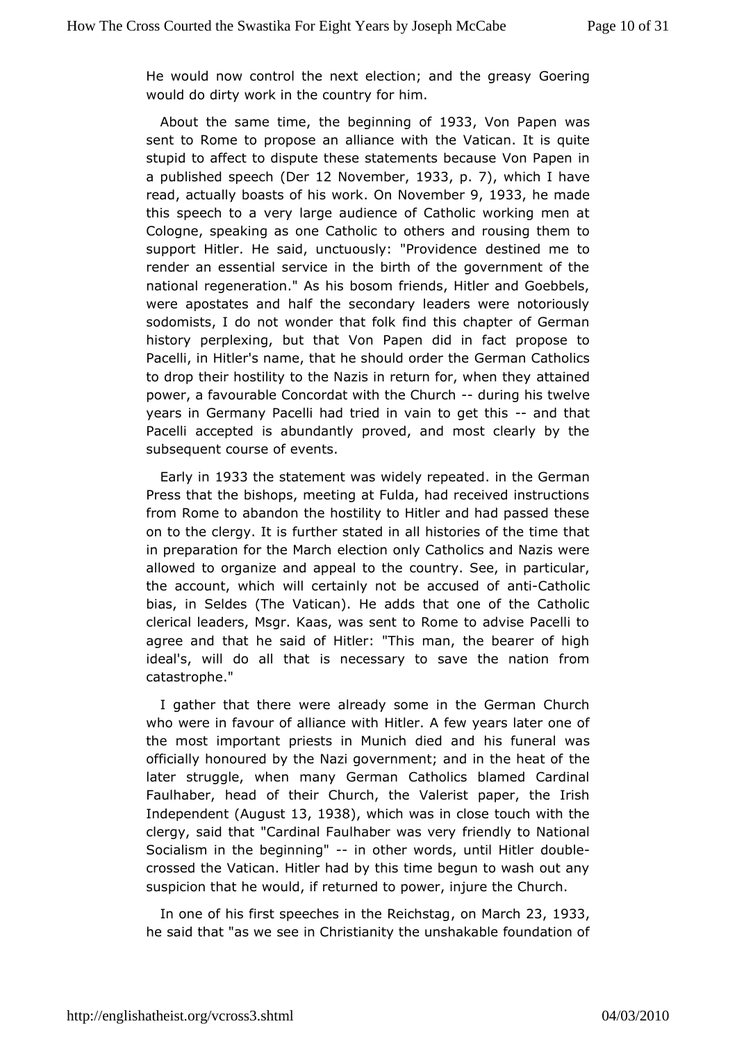He would now control the next election; and the greasy Goering would do dirty work in the country for him.

About the same time, the beginning of 1933, Von Papen was sent to Rome to propose an alliance with the Vatican. It is quite stupid to affect to dispute these statements because Von Papen in a published speech (Der 12 November, 1933, p. 7), which I have read, actually boasts of his work. On November 9, 1933, he made this speech to a very large audience of Catholic working men at Cologne, speaking as one Catholic to others and rousing them to support Hitler. He said, unctuously: "Providence destined me to render an essential service in the birth of the government of the national regeneration." As his bosom friends, Hitler and Goebbels, were apostates and half the secondary leaders were notoriously sodomists, I do not wonder that folk find this chapter of German history perplexing, but that Von Papen did in fact propose to Pacelli, in Hitler's name, that he should order the German Catholics to drop their hostility to the Nazis in return for, when they attained power, a favourable Concordat with the Church -- during his twelve years in Germany Pacelli had tried in vain to get this -- and that Pacelli accepted is abundantly proved, and most clearly by the subsequent course of events.

Early in 1933 the statement was widely repeated. in the German Press that the bishops, meeting at Fulda, had received instructions from Rome to abandon the hostility to Hitler and had passed these on to the clergy. It is further stated in all histories of the time that in preparation for the March election only Catholics and Nazis were allowed to organize and appeal to the country. See, in particular, the account, which will certainly not be accused of anti-Catholic bias, in Seldes (The Vatican). He adds that one of the Catholic clerical leaders, Msgr. Kaas, was sent to Rome to advise Pacelli to agree and that he said of Hitler: "This man, the bearer of high ideal's, will do all that is necessary to save the nation from catastrophe."

I gather that there were already some in the German Church who were in favour of alliance with Hitler. A few years later one of the most important priests in Munich died and his funeral was officially honoured by the Nazi government; and in the heat of the later struggle, when many German Catholics blamed Cardinal Faulhaber, head of their Church, the Valerist paper, the Irish Independent (August 13, 1938), which was in close touch with the clergy, said that "Cardinal Faulhaber was very friendly to National Socialism in the beginning" -- in other words, until Hitler double-crossed the Vatican. Hitler had by this time begun to wash out any suspicion that he would, if returned to power, injure the Church.

In one of his first speeches in the Reichstag, on March 23, 1933, he said that "as we see in Christianity the unshakable foundation of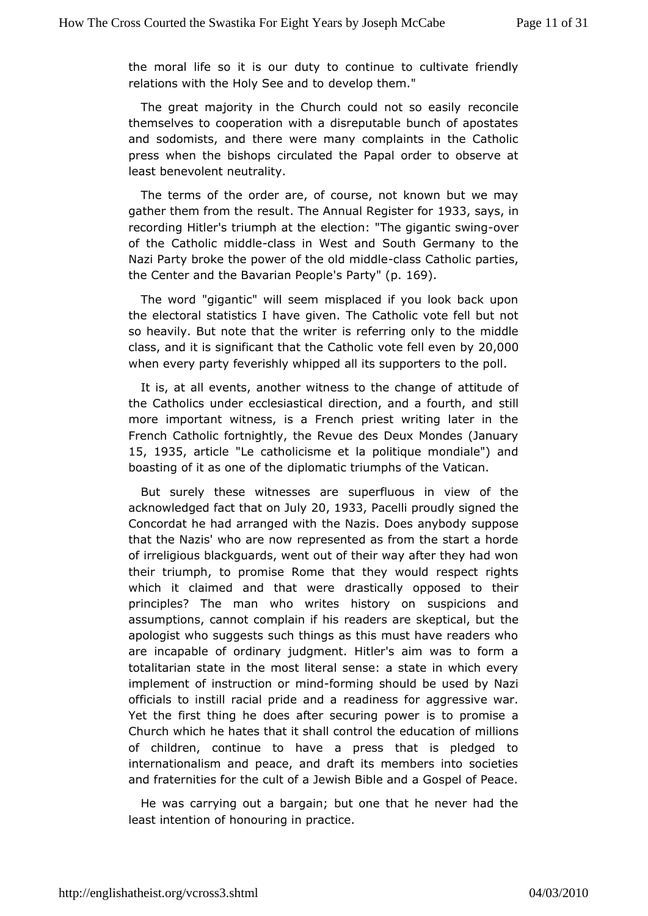the moral life so it is our duty to continue to cultivate friendly relations with the Holy See and to develop them."

The great majority in the Church could not so easily reconcile themselves to cooperation with a disreputable bunch of apostates and sodomists, and there were many complaints in the Catholic press when the bishops circulated the Papal order to observe at least benevolent neutrality.

The terms of the order are, of course, not known but we may gather them from the result. The Annual Register for 1933, says, in recording Hitler's triumph at the election: "The gigantic swing-over of the Catholic middle-class in West and South Germany to the Nazi Party broke the power of the old middle-class Catholic parties, the Center and the Bavarian People's Party" (p. 169).

The word "gigantic" will seem misplaced if you look back upon the electoral statistics I have given. The Catholic vote fell but not so heavily. But note that the writer is referring only to the middle class, and it is significant that the Catholic vote fell even by 20,000 when every party feverishly whipped all its supporters to the poll.

It is, at all events, another witness to the change of attitude of the Catholics under ecclesiastical direction, and a fourth, and still more important witness, is a French priest writing later in the French Catholic fortnightly, the Revue des Deux Mondes (January 15, 1935, article "Le catholicisme et la politique mondiale") and boasting of it as one of the diplomatic triumphs of the Vatican.

But surely these witnesses are superfluous in view of the acknowledged fact that on July 20, 1933, Pacelli proudly signed the Concordat he had arranged with the Nazis. Does anybody suppose that the Nazis' who are now represented as from the start a horde of irreligious blackguards, went out of their way after they had won their triumph, to promise Rome that they would respect rights which it claimed and that were drastically opposed to their principles? The man who writes history on suspicions and assumptions, cannot complain if his readers are skeptical, but the apologist who suggests such things as this must have readers who are incapable of ordinary judgment. Hitler's aim was to form a totalitarian state in the most literal sense: a state in which every implement of instruction or mind-forming should be used by Nazi officials to instill racial pride and a readiness for aggressive war. Yet the first thing he does after securing power is to promise a Church which he hates that it shall control the education of millions of children, continue to have a press that is pledged to internationalism and peace, and draft its members into societies and fraternities for the cult of a Jewish Bible and a Gospel of Peace.

He was carrying out a bargain; but one that he never had the least intention of honouring in practice.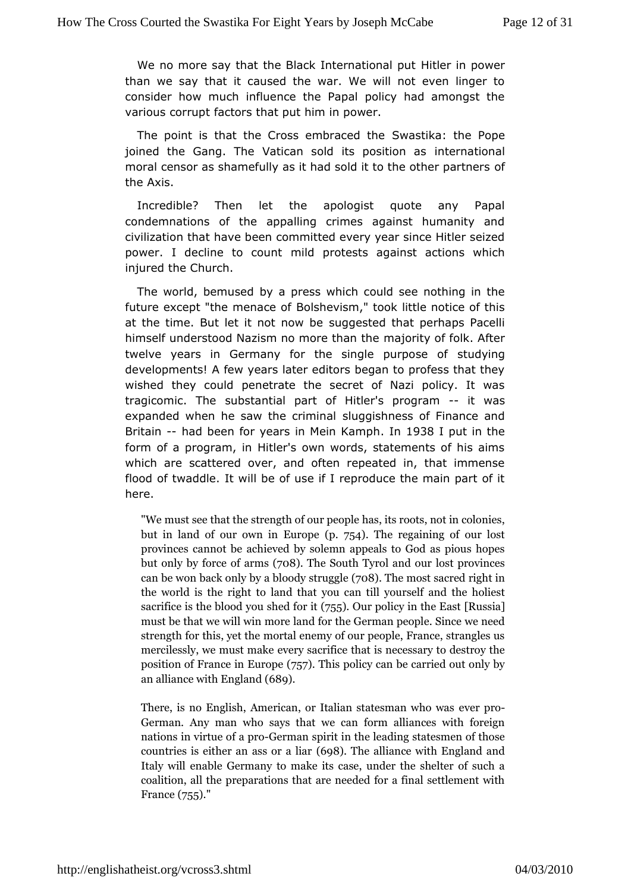We no more say that the Black International put Hitler in power than we say that it caused the war. We will not even linger to consider how much influence the Papal policy had amongst the various corrupt factors that put him in power.

The point is that the Cross embraced the Swastika: the Pope joined the Gang. The Vatican sold its position as international moral censor as shamefully as it had sold it to the other partners of the Axis.

Incredible? Then let the apologist quote any Papal condemnations of the appalling crimes against humanity and civilization that have been committed every year since Hitler seized power. I decline to count mild protests against actions which injured the Church.

The world, bemused by a press which could see nothing in the future except "the menace of Bolshevism," took little notice of this at the time. But let it not now be suggested that perhaps Pacelli himself understood Nazism no more than the majority of folk. After twelve years in Germany for the single purpose of studying developments! A few years later editors began to profess that they wished they could penetrate the secret of Nazi policy. It was tragicomic. The substantial part of Hitler's program -- it was expanded when he saw the criminal sluggishness of Finance and Britain -- had been for years in Mein Kamph. In 1938 I put in the form of a program, in Hitler's own words, statements of his aims which are scattered over, and often repeated in, that immense flood of twaddle. It will be of use if I reproduce the main part of it here.

> "We must see that the strength of our people has, its roots, not in colonies, but in land of our own in Europe (p. 754). The regaining of our lost provinces cannot be achieved by solemn appeals to God as pious hopes but only by force of arms (708). The South Tyrol and our lost provinces can be won back only by a bloody struggle (708). The most sacred right in the world is the right to land that you can till yourself and the holiest sacrifice is the blood you shed for it (755). Our policy in the East [Russia] must be that we will win more land for the German people. Since we need strength for this, yet the mortal enemy of our people, France, strangles us mercilessly, we must make every sacrifice that is necessary to destroy the position of France in Europe (757). This policy can be carried out only by an alliance with England (689).
>
> There, is no English, American, or Italian statesman who was ever pro-German. Any man who says that we can form alliances with foreign nations in virtue of a pro-German spirit in the leading statesmen of those countries is either an ass or a liar (698). The alliance with England and Italy will enable Germany to make its case, under the shelter of such a coalition, all the preparations that are needed for a final settlement with France (755)."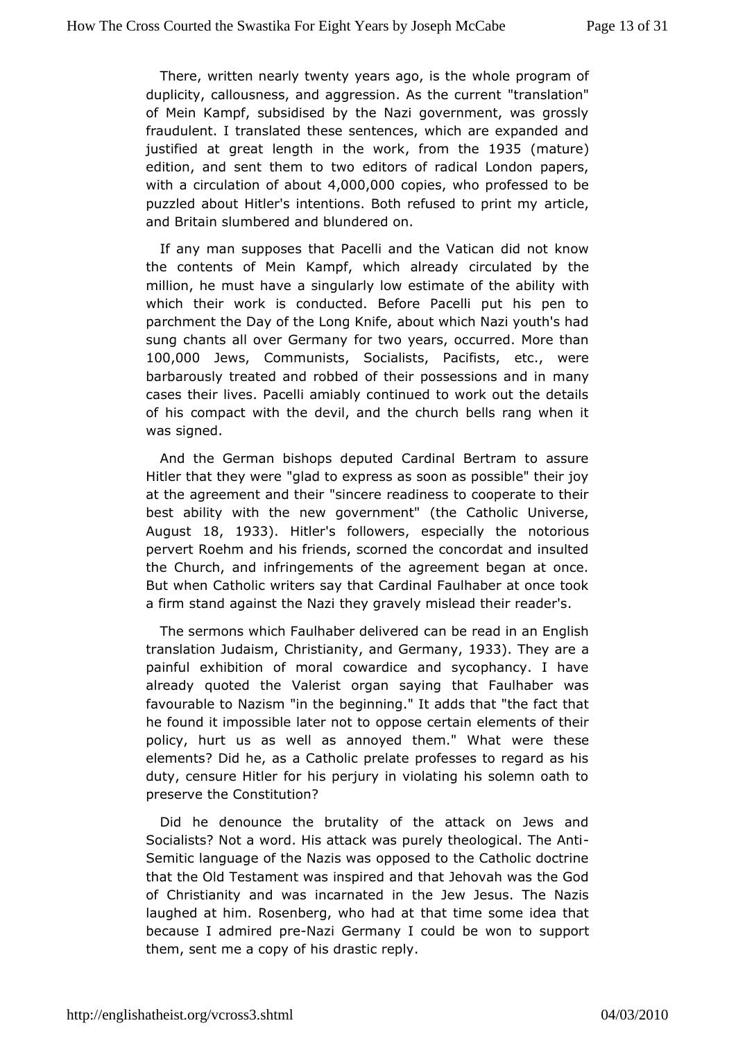There, written nearly twenty years ago, is the whole program of duplicity, callousness, and aggression. As the current "translation" of Mein Kampf, subsidised by the Nazi government, was grossly fraudulent. I translated these sentences, which are expanded and justified at great length in the work, from the 1935 (mature) edition, and sent them to two editors of radical London papers, with a circulation of about 4,000,000 copies, who professed to be puzzled about Hitler's intentions. Both refused to print my article, and Britain slumbered and blundered on.

If any man supposes that Pacelli and the Vatican did not know the contents of Mein Kampf, which already circulated by the million, he must have a singularly low estimate of the ability with which their work is conducted. Before Pacelli put his pen to parchment the Day of the Long Knife, about which Nazi youth's had sung chants all over Germany for two years, occurred. More than 100,000 Jews, Communists, Socialists, Pacifists, etc., were barbarously treated and robbed of their possessions and in many cases their lives. Pacelli amiably continued to work out the details of his compact with the devil, and the church bells rang when it was signed.

And the German bishops deputed Cardinal Bertram to assure Hitler that they were "glad to express as soon as possible" their joy at the agreement and their "sincere readiness to cooperate to their best ability with the new government" (the Catholic Universe, August 18, 1933). Hitler's followers, especially the notorious pervert Roehm and his friends, scorned the concordat and insulted the Church, and infringements of the agreement began at once. But when Catholic writers say that Cardinal Faulhaber at once took a firm stand against the Nazi they gravely mislead their reader's.

The sermons which Faulhaber delivered can be read in an English translation Judaism, Christianity, and Germany, 1933). They are a painful exhibition of moral cowardice and sycophancy. I have already quoted the Valerist organ saying that Faulhaber was favourable to Nazism "in the beginning." It adds that "the fact that he found it impossible later not to oppose certain elements of their policy, hurt us as well as annoyed them." What were these elements? Did he, as a Catholic prelate professes to regard as his duty, censure Hitler for his perjury in violating his solemn oath to preserve the Constitution?

Did he denounce the brutality of the attack on Jews and Socialists? Not a word. His attack was purely theological. The Anti-Semitic language of the Nazis was opposed to the Catholic doctrine that the Old Testament was inspired and that Jehovah was the God of Christianity and was incarnated in the Jew Jesus. The Nazis laughed at him. Rosenberg, who had at that time some idea that because I admired pre-Nazi Germany I could be won to support them, sent me a copy of his drastic reply.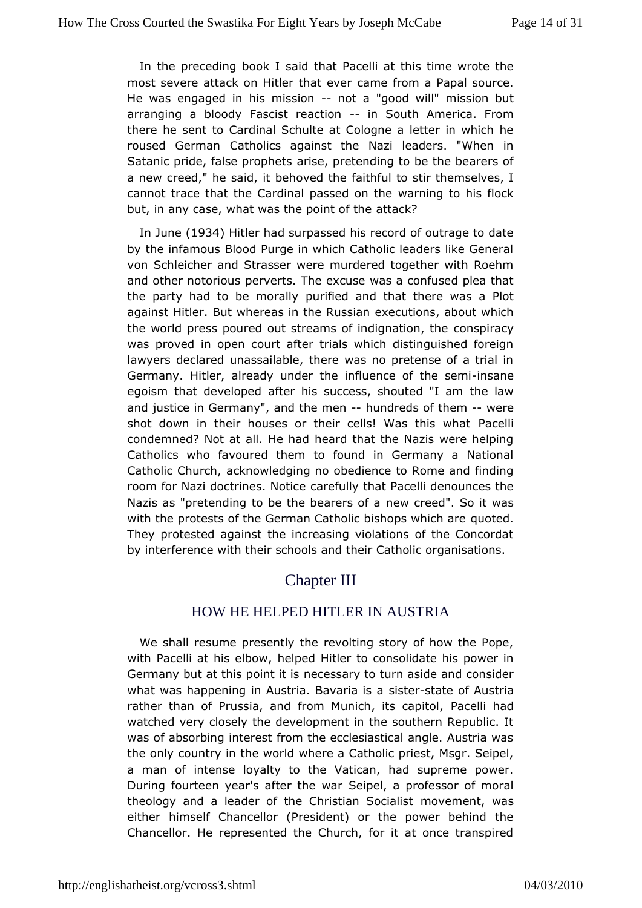In the preceding book I said that Pacelli at this time wrote the most severe attack on Hitler that ever came from a Papal source. He was engaged in his mission -- not a "good will" mission but arranging a bloody Fascist reaction -- in South America. From there he sent to Cardinal Schulte at Cologne a letter in which he roused German Catholics against the Nazi leaders. "When in Satanic pride, false prophets arise, pretending to be the bearers of a new creed," he said, it behoved the faithful to stir themselves, I cannot trace that the Cardinal passed on the warning to his flock but, in any case, what was the point of the attack?

In June (1934) Hitler had surpassed his record of outrage to date by the infamous Blood Purge in which Catholic leaders like General von Schleicher and Strasser were murdered together with Roehm and other notorious perverts. The excuse was a confused plea that the party had to be morally purified and that there was a Plot against Hitler. But whereas in the Russian executions, about which the world press poured out streams of indignation, the conspiracy was proved in open court after trials which distinguished foreign lawyers declared unassailable, there was no pretense of a trial in Germany. Hitler, already under the influence of the semi-insane egoism that developed after his success, shouted "I am the law and justice in Germany", and the men -- hundreds of them -- were shot down in their houses or their cells! Was this what Pacelli condemned? Not at all. He had heard that the Nazis were helping Catholics who favoured them to found in Germany a National Catholic Church, acknowledging no obedience to Rome and finding room for Nazi doctrines. Notice carefully that Pacelli denounces the Nazis as "pretending to be the bearers of a new creed". So it was with the protests of the German Catholic bishops which are quoted. They protested against the increasing violations of the Concordat by interference with their schools and their Catholic organisations.

## Chapter III

### HOW HE HELPED HITLER IN AUSTRIA

We shall resume presently the revolting story of how the Pope, with Pacelli at his elbow, helped Hitler to consolidate his power in Germany but at this point it is necessary to turn aside and consider what was happening in Austria. Bavaria is a sister-state of Austria rather than of Prussia, and from Munich, its capitol, Pacelli had watched very closely the development in the southern Republic. It was of absorbing interest from the ecclesiastical angle. Austria was the only country in the world where a Catholic priest, Msgr. Seipel, a man of intense loyalty to the Vatican, had supreme power. During fourteen year's after the war Seipel, a professor of moral theology and a leader of the Christian Socialist movement, was either himself Chancellor (President) or the power behind the Chancellor. He represented the Church, for it at once transpired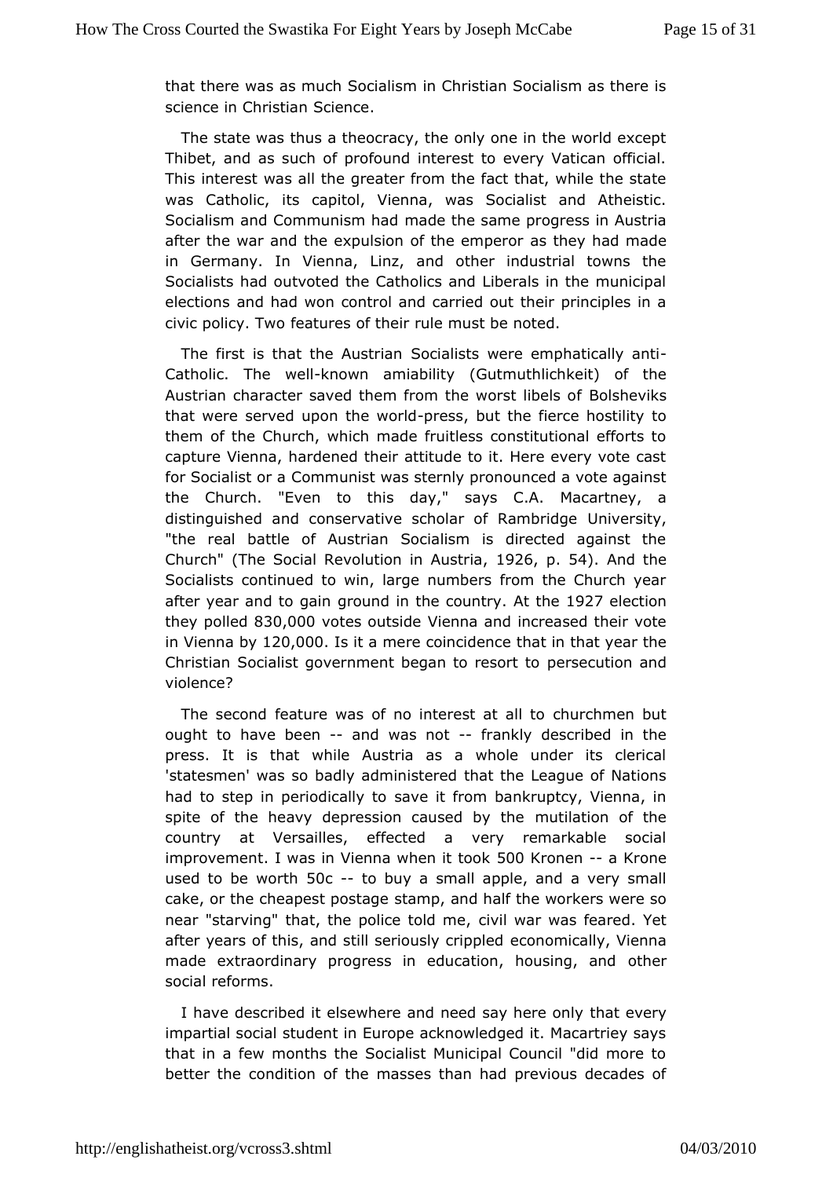that there was as much Socialism in Christian Socialism as there is science in Christian Science.

The state was thus a theocracy, the only one in the world except Thibet, and as such of profound interest to every Vatican official. This interest was all the greater from the fact that, while the state was Catholic, its capitol, Vienna, was Socialist and Atheistic. Socialism and Communism had made the same progress in Austria after the war and the expulsion of the emperor as they had made in Germany. In Vienna, Linz, and other industrial towns the Socialists had outvoted the Catholics and Liberals in the municipal elections and had won control and carried out their principles in a civic policy. Two features of their rule must be noted.

The first is that the Austrian Socialists were emphatically anti-Catholic. The well-known amiability (Gutmuthlichkeit) of the Austrian character saved them from the worst libels of Bolsheviks that were served upon the world-press, but the fierce hostility to them of the Church, which made fruitless constitutional efforts to capture Vienna, hardened their attitude to it. Here every vote cast for Socialist or a Communist was sternly pronounced a vote against the Church. "Even to this day," says C.A. Macartney, a distinguished and conservative scholar of Rambridge University, "the real battle of Austrian Socialism is directed against the Church" (The Social Revolution in Austria, 1926, p. 54). And the Socialists continued to win, large numbers from the Church year after year and to gain ground in the country. At the 1927 election they polled 830,000 votes outside Vienna and increased their vote in Vienna by 120,000. Is it a mere coincidence that in that year the Christian Socialist government began to resort to persecution and violence?

The second feature was of no interest at all to churchmen but ought to have been -- and was not -- frankly described in the press. It is that while Austria as a whole under its clerical 'statesmen' was so badly administered that the League of Nations had to step in periodically to save it from bankruptcy, Vienna, in spite of the heavy depression caused by the mutilation of the country at Versailles, effected a very remarkable social improvement. I was in Vienna when it took 500 Kronen -- a Krone used to be worth 50c -- to buy a small apple, and a very small cake, or the cheapest postage stamp, and half the workers were so near "starving" that, the police told me, civil war was feared. Yet after years of this, and still seriously crippled economically, Vienna made extraordinary progress in education, housing, and other social reforms.

I have described it elsewhere and need say here only that every impartial social student in Europe acknowledged it. Macartriey says that in a few months the Socialist Municipal Council "did more to better the condition of the masses than had previous decades of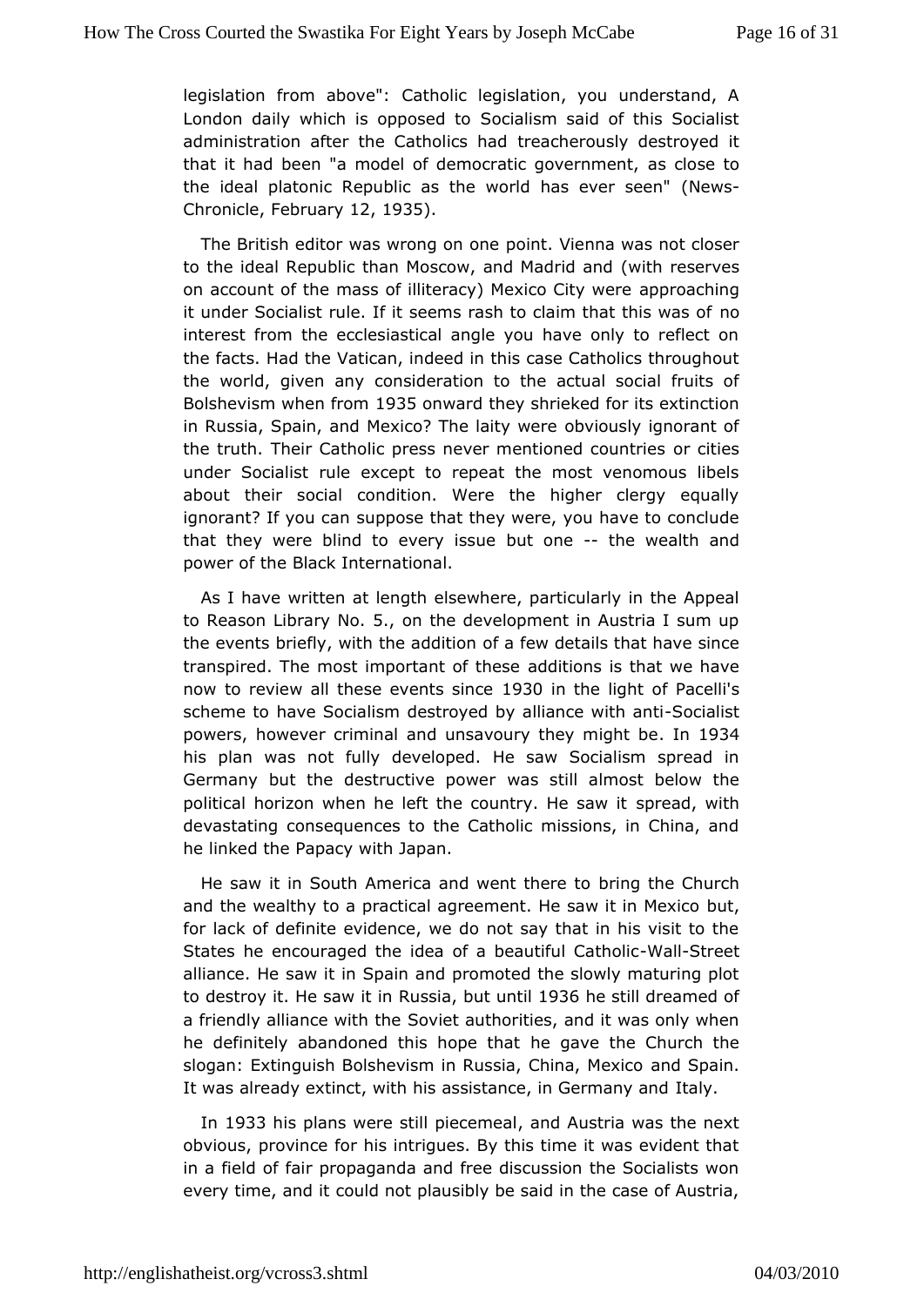legislation from above": Catholic legislation, you understand, A London daily which is opposed to Socialism said of this Socialist administration after the Catholics had treacherously destroyed it that it had been "a model of democratic government, as close to the ideal platonic Republic as the world has ever seen" (News-Chronicle, February 12, 1935).

The British editor was wrong on one point. Vienna was not closer to the ideal Republic than Moscow, and Madrid and (with reserves on account of the mass of illiteracy) Mexico City were approaching it under Socialist rule. If it seems rash to claim that this was of no interest from the ecclesiastical angle you have only to reflect on the facts. Had the Vatican, indeed in this case Catholics throughout the world, given any consideration to the actual social fruits of Bolshevism when from 1935 onward they shrieked for its extinction in Russia, Spain, and Mexico? The laity were obviously ignorant of the truth. Their Catholic press never mentioned countries or cities under Socialist rule except to repeat the most venomous libels about their social condition. Were the higher clergy equally ignorant? If you can suppose that they were, you have to conclude that they were blind to every issue but one -- the wealth and power of the Black International.

As I have written at length elsewhere, particularly in the Appeal to Reason Library No. 5., on the development in Austria I sum up the events briefly, with the addition of a few details that have since transpired. The most important of these additions is that we have now to review all these events since 1930 in the light of Pacelli's scheme to have Socialism destroyed by alliance with anti-Socialist powers, however criminal and unsavoury they might be. In 1934 his plan was not fully developed. He saw Socialism spread in Germany but the destructive power was still almost below the political horizon when he left the country. He saw it spread, with devastating consequences to the Catholic missions, in China, and he linked the Papacy with Japan.

He saw it in South America and went there to bring the Church and the wealthy to a practical agreement. He saw it in Mexico but, for lack of definite evidence, we do not say that in his visit to the States he encouraged the idea of a beautiful Catholic-Wall-Street alliance. He saw it in Spain and promoted the slowly maturing plot to destroy it. He saw it in Russia, but until 1936 he still dreamed of a friendly alliance with the Soviet authorities, and it was only when he definitely abandoned this hope that he gave the Church the slogan: Extinguish Bolshevism in Russia, China, Mexico and Spain. It was already extinct, with his assistance, in Germany and Italy.

In 1933 his plans were still piecemeal, and Austria was the next obvious, province for his intrigues. By this time it was evident that in a field of fair propaganda and free discussion the Socialists won every time, and it could not plausibly be said in the case of Austria,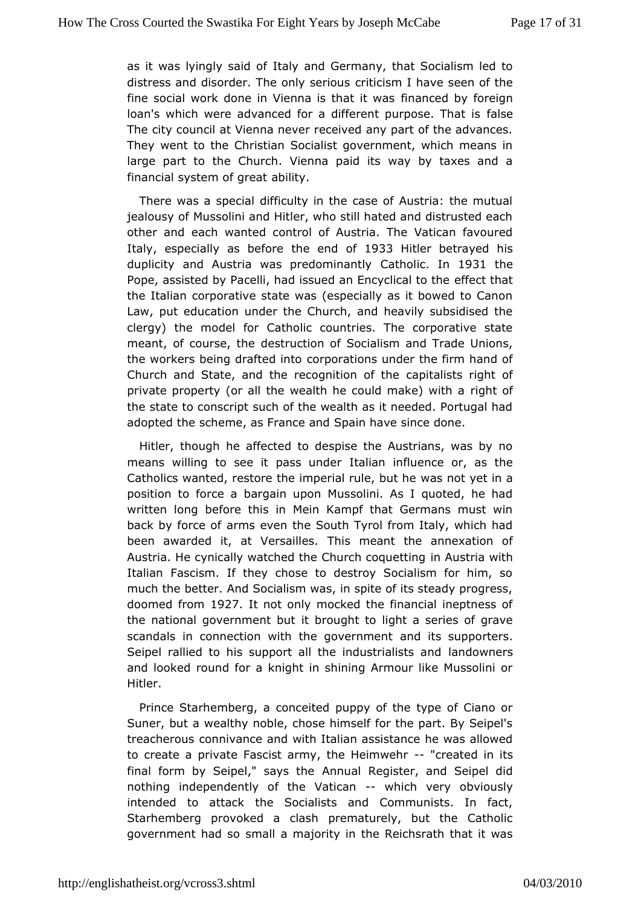as it was lyingly said of Italy and Germany, that Socialism led to distress and disorder. The only serious criticism I have seen of the fine social work done in Vienna is that it was financed by foreign loan's which were advanced for a different purpose. That is false The city council at Vienna never received any part of the advances. They went to the Christian Socialist government, which means in large part to the Church. Vienna paid its way by taxes and a financial system of great ability.

There was a special difficulty in the case of Austria: the mutual jealousy of Mussolini and Hitler, who still hated and distrusted each other and each wanted control of Austria. The Vatican favoured Italy, especially as before the end of 1933 Hitler betrayed his duplicity and Austria was predominantly Catholic. In 1931 the Pope, assisted by Pacelli, had issued an Encyclical to the effect that the Italian corporative state was (especially as it bowed to Canon Law, put education under the Church, and heavily subsidised the clergy) the model for Catholic countries. The corporative state meant, of course, the destruction of Socialism and Trade Unions, the workers being drafted into corporations under the firm hand of Church and State, and the recognition of the capitalists right of private property (or all the wealth he could make) with a right of the state to conscript such of the wealth as it needed. Portugal had adopted the scheme, as France and Spain have since done.

Hitler, though he affected to despise the Austrians, was by no means willing to see it pass under Italian influence or, as the Catholics wanted, restore the imperial rule, but he was not yet in a position to force a bargain upon Mussolini. As I quoted, he had written long before this in Mein Kampf that Germans must win back by force of arms even the South Tyrol from Italy, which had been awarded it, at Versailles. This meant the annexation of Austria. He cynically watched the Church coquetting in Austria with Italian Fascism. If they chose to destroy Socialism for him, so much the better. And Socialism was, in spite of its steady progress, doomed from 1927. It not only mocked the financial ineptness of the national government but it brought to light a series of grave scandals in connection with the government and its supporters. Seipel rallied to his support all the industrialists and landowners and looked round for a knight in shining Armour like Mussolini or Hitler.

Prince Starhemberg, a conceited puppy of the type of Ciano or Suner, but a wealthy noble, chose himself for the part. By Seipel's treacherous connivance and with Italian assistance he was allowed to create a private Fascist army, the Heimwehr -- "created in its final form by Seipel," says the Annual Register, and Seipel did nothing independently of the Vatican -- which very obviously intended to attack the Socialists and Communists. In fact, Starhemberg provoked a clash prematurely, but the Catholic government had so small a majority in the Reichsrath that it was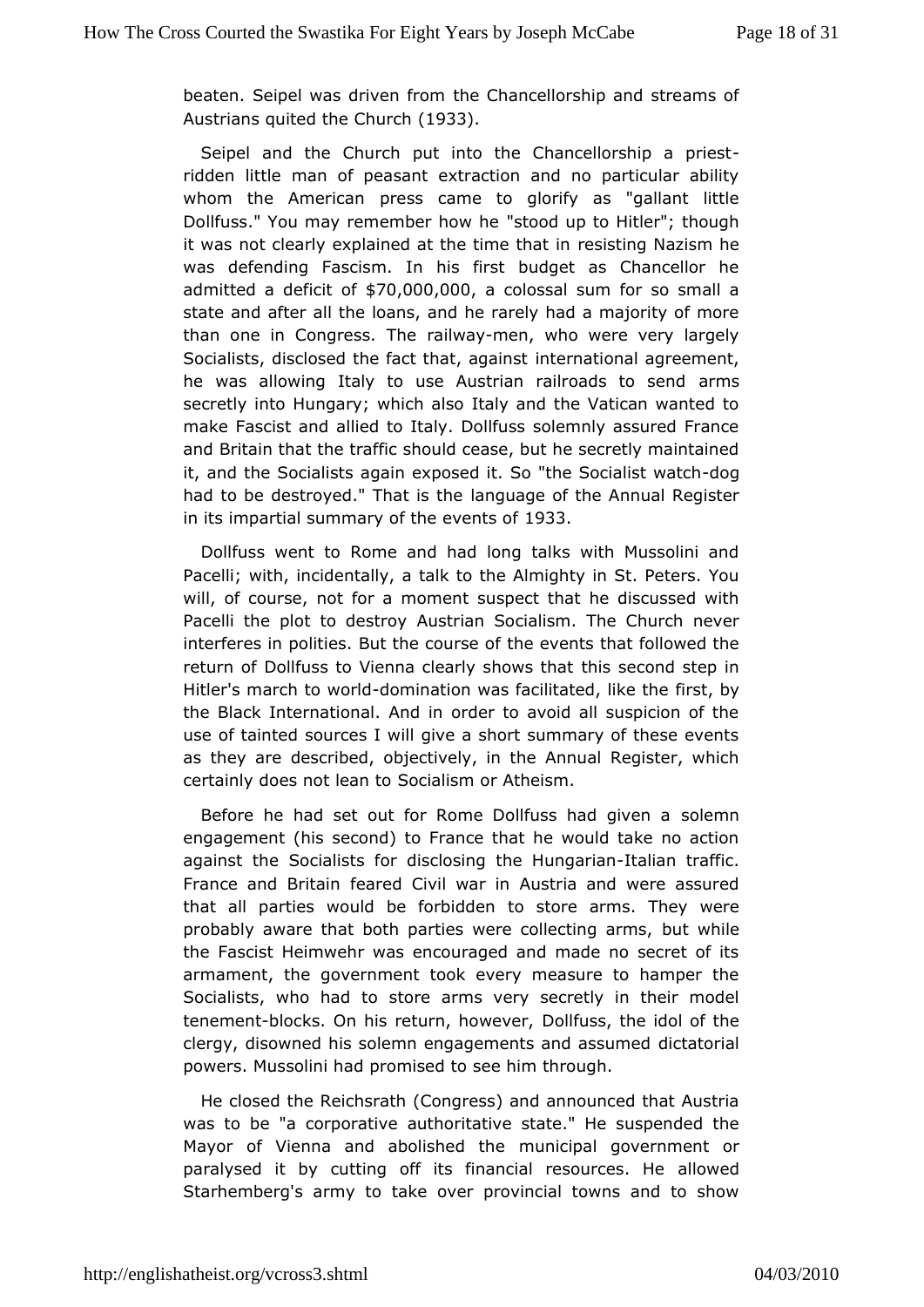beaten. Seipel was driven from the Chancellorship and streams of Austrians quited the Church (1933).

Seipel and the Church put into the Chancellorship a priest-ridden little man of peasant extraction and no particular ability whom the American press came to glorify as "gallant little Dollfuss." You may remember how he "stood up to Hitler"; though it was not clearly explained at the time that in resisting Nazism he was defending Fascism. In his first budget as Chancellor he admitted a deficit of $70,000,000, a colossal sum for so small a state and after all the loans, and he rarely had a majority of more than one in Congress. The railway-men, who were very largely Socialists, disclosed the fact that, against international agreement, he was allowing Italy to use Austrian railroads to send arms secretly into Hungary; which also Italy and the Vatican wanted to make Fascist and allied to Italy. Dollfuss solemnly assured France and Britain that the traffic should cease, but he secretly maintained it, and the Socialists again exposed it. So "the Socialist watch-dog had to be destroyed." That is the language of the Annual Register in its impartial summary of the events of 1933.

Dollfuss went to Rome and had long talks with Mussolini and Pacelli; with, incidentally, a talk to the Almighty in St. Peters. You will, of course, not for a moment suspect that he discussed with Pacelli the plot to destroy Austrian Socialism. The Church never interferes in polities. But the course of the events that followed the return of Dollfuss to Vienna clearly shows that this second step in Hitler's march to world-domination was facilitated, like the first, by the Black International. And in order to avoid all suspicion of the use of tainted sources I will give a short summary of these events as they are described, objectively, in the Annual Register, which certainly does not lean to Socialism or Atheism.

Before he had set out for Rome Dollfuss had given a solemn engagement (his second) to France that he would take no action against the Socialists for disclosing the Hungarian-Italian traffic. France and Britain feared Civil war in Austria and were assured that all parties would be forbidden to store arms. They were probably aware that both parties were collecting arms, but while the Fascist Heimwehr was encouraged and made no secret of its armament, the government took every measure to hamper the Socialists, who had to store arms very secretly in their model tenement-blocks. On his return, however, Dollfuss, the idol of the clergy, disowned his solemn engagements and assumed dictatorial powers. Mussolini had promised to see him through.

He closed the Reichsrath (Congress) and announced that Austria was to be "a corporative authoritative state." He suspended the Mayor of Vienna and abolished the municipal government or paralysed it by cutting off its financial resources. He allowed Starhemberg's army to take over provincial towns and to show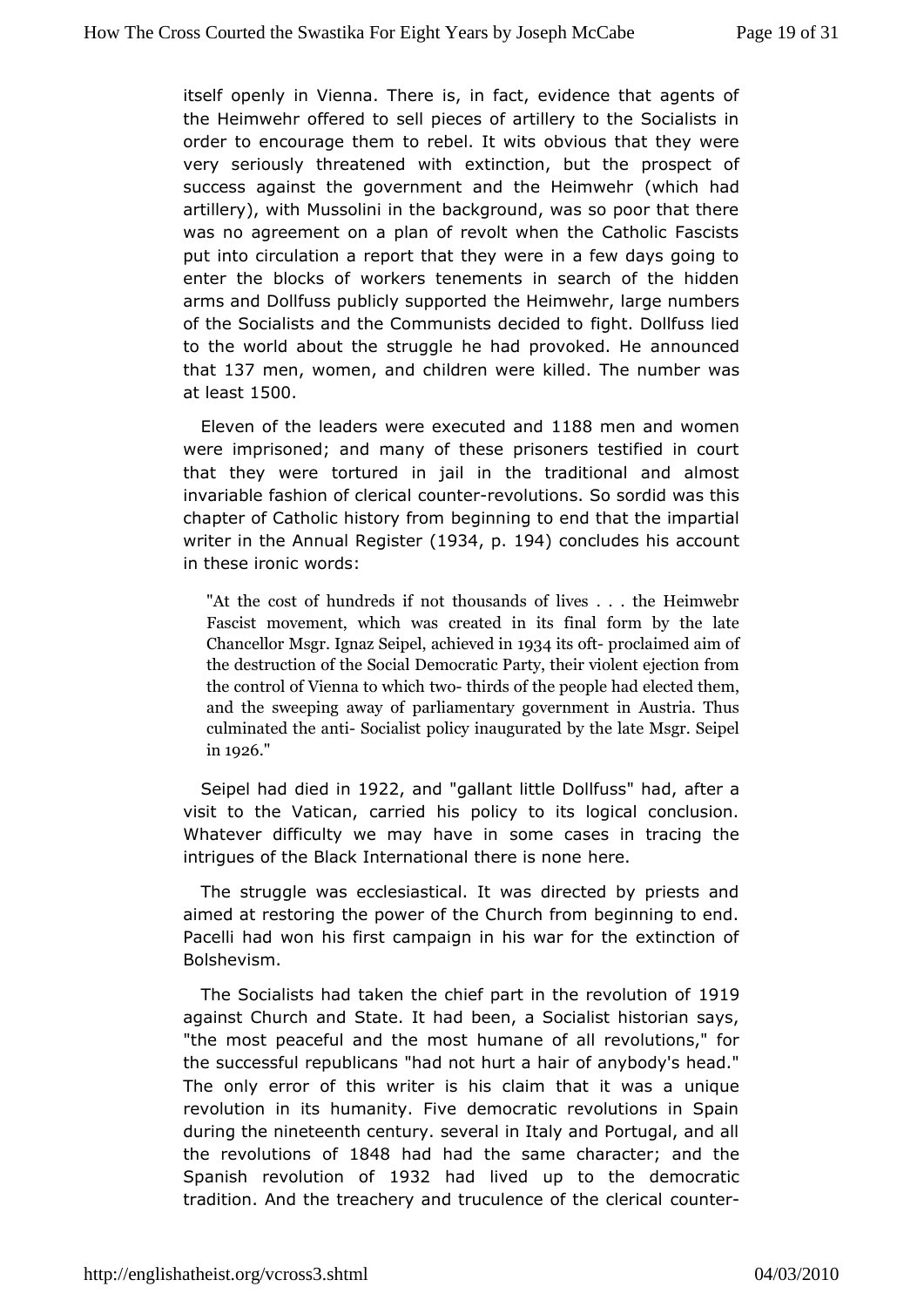itself openly in Vienna. There is, in fact, evidence that agents of the Heimwehr offered to sell pieces of artillery to the Socialists in order to encourage them to rebel. It wits obvious that they were very seriously threatened with extinction, but the prospect of success against the government and the Heimwehr (which had artillery), with Mussolini in the background, was so poor that there was no agreement on a plan of revolt when the Catholic Fascists put into circulation a report that they were in a few days going to enter the blocks of workers tenements in search of the hidden arms and Dollfuss publicly supported the Heimwehr, large numbers of the Socialists and the Communists decided to fight. Dollfuss lied to the world about the struggle he had provoked. He announced that 137 men, women, and children were killed. The number was at least 1500.

Eleven of the leaders were executed and 1188 men and women were imprisoned; and many of these prisoners testified in court that they were tortured in jail in the traditional and almost invariable fashion of clerical counter-revolutions. So sordid was this chapter of Catholic history from beginning to end that the impartial writer in the Annual Register (1934, p. 194) concludes his account in these ironic words:

> "At the cost of hundreds if not thousands of lives . . . the Heimwebr Fascist movement, which was created in its final form by the late Chancellor Msgr. Ignaz Seipel, achieved in 1934 its oft- proclaimed aim of the destruction of the Social Democratic Party, their violent ejection from the control of Vienna to which two- thirds of the people had elected them, and the sweeping away of parliamentary government in Austria. Thus culminated the anti- Socialist policy inaugurated by the late Msgr. Seipel in 1926."

Seipel had died in 1922, and "gallant little Dollfuss" had, after a visit to the Vatican, carried his policy to its logical conclusion. Whatever difficulty we may have in some cases in tracing the intrigues of the Black International there is none here.

The struggle was ecclesiastical. It was directed by priests and aimed at restoring the power of the Church from beginning to end. Pacelli had won his first campaign in his war for the extinction of Bolshevism.

The Socialists had taken the chief part in the revolution of 1919 against Church and State. It had been, a Socialist historian says, "the most peaceful and the most humane of all revolutions," for the successful republicans "had not hurt a hair of anybody's head." The only error of this writer is his claim that it was a unique revolution in its humanity. Five democratic revolutions in Spain during the nineteenth century. several in Italy and Portugal, and all the revolutions of 1848 had had the same character; and the Spanish revolution of 1932 had lived up to the democratic tradition. And the treachery and truculence of the clerical counter-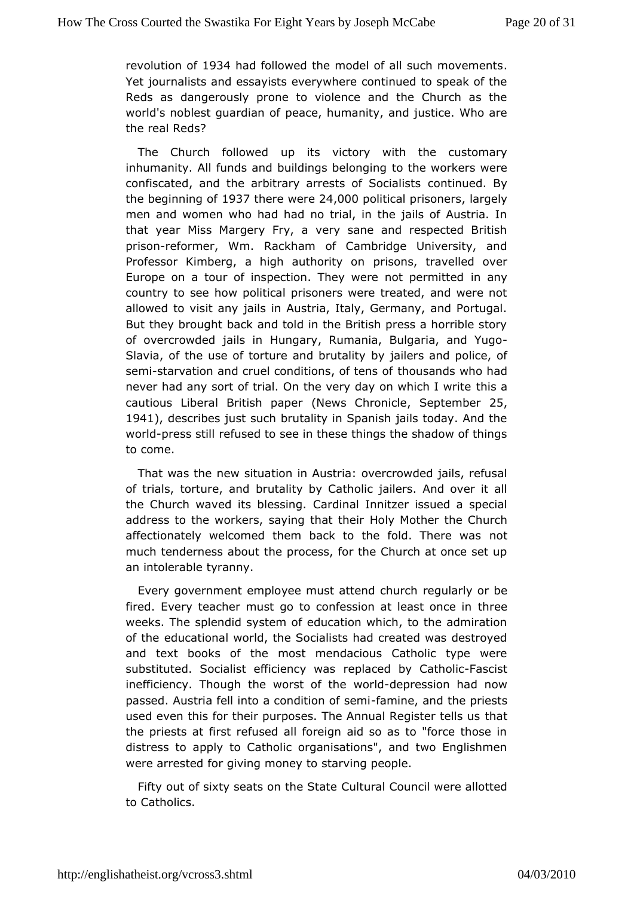revolution of 1934 had followed the model of all such movements. Yet journalists and essayists everywhere continued to speak of the Reds as dangerously prone to violence and the Church as the world's noblest guardian of peace, humanity, and justice. Who are the real Reds?

The Church followed up its victory with the customary inhumanity. All funds and buildings belonging to the workers were confiscated, and the arbitrary arrests of Socialists continued. By the beginning of 1937 there were 24,000 political prisoners, largely men and women who had had no trial, in the jails of Austria. In that year Miss Margery Fry, a very sane and respected British prison-reformer, Wm. Rackham of Cambridge University, and Professor Kimberg, a high authority on prisons, travelled over Europe on a tour of inspection. They were not permitted in any country to see how political prisoners were treated, and were not allowed to visit any jails in Austria, Italy, Germany, and Portugal. But they brought back and told in the British press a horrible story of overcrowded jails in Hungary, Rumania, Bulgaria, and Yugo-Slavia, of the use of torture and brutality by jailers and police, of semi-starvation and cruel conditions, of tens of thousands who had never had any sort of trial. On the very day on which I write this a cautious Liberal British paper (News Chronicle, September 25, 1941), describes just such brutality in Spanish jails today. And the world-press still refused to see in these things the shadow of things to come.

That was the new situation in Austria: overcrowded jails, refusal of trials, torture, and brutality by Catholic jailers. And over it all the Church waved its blessing. Cardinal Innitzer issued a special address to the workers, saying that their Holy Mother the Church affectionately welcomed them back to the fold. There was not much tenderness about the process, for the Church at once set up an intolerable tyranny.

Every government employee must attend church regularly or be fired. Every teacher must go to confession at least once in three weeks. The splendid system of education which, to the admiration of the educational world, the Socialists had created was destroyed and text books of the most mendacious Catholic type were substituted. Socialist efficiency was replaced by Catholic-Fascist inefficiency. Though the worst of the world-depression had now passed. Austria fell into a condition of semi-famine, and the priests used even this for their purposes. The Annual Register tells us that the priests at first refused all foreign aid so as to "force those in distress to apply to Catholic organisations", and two Englishmen were arrested for giving money to starving people.

Fifty out of sixty seats on the State Cultural Council were allotted to Catholics.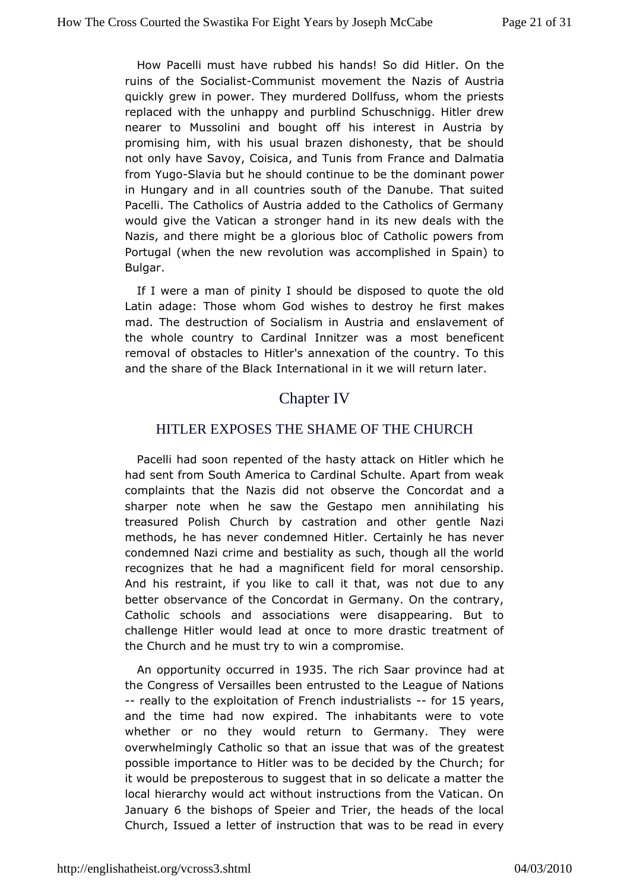How Pacelli must have rubbed his hands! So did Hitler. On the ruins of the Socialist-Communist movement the Nazis of Austria quickly grew in power. They murdered Dollfuss, whom the priests replaced with the unhappy and purblind Schuschnigg. Hitler drew nearer to Mussolini and bought off his interest in Austria by promising him, with his usual brazen dishonesty, that be should not only have Savoy, Coisica, and Tunis from France and Dalmatia from Yugo-Slavia but he should continue to be the dominant power in Hungary and in all countries south of the Danube. That suited Pacelli. The Catholics of Austria added to the Catholics of Germany would give the Vatican a stronger hand in its new deals with the Nazis, and there might be a glorious bloc of Catholic powers from Portugal (when the new revolution was accomplished in Spain) to Bulgar.

If I were a man of pinity I should be disposed to quote the old Latin adage: Those whom God wishes to destroy he first makes mad. The destruction of Socialism in Austria and enslavement of the whole country to Cardinal Innitzer was a most beneficent removal of obstacles to Hitler's annexation of the country. To this and the share of the Black International in it we will return later.

# Chapter IV

## HITLER EXPOSES THE SHAME OF THE CHURCH

Pacelli had soon repented of the hasty attack on Hitler which he had sent from South America to Cardinal Schulte. Apart from weak complaints that the Nazis did not observe the Concordat and a sharper note when he saw the Gestapo men annihilating his treasured Polish Church by castration and other gentle Nazi methods, he has never condemned Hitler. Certainly he has never condemned Nazi crime and bestiality as such, though all the world recognizes that he had a magnificent field for moral censorship. And his restraint, if you like to call it that, was not due to any better observance of the Concordat in Germany. On the contrary, Catholic schools and associations were disappearing. But to challenge Hitler would lead at once to more drastic treatment of the Church and he must try to win a compromise.

An opportunity occurred in 1935. The rich Saar province had at the Congress of Versailles been entrusted to the League of Nations -- really to the exploitation of French industrialists -- for 15 years, and the time had now expired. The inhabitants were to vote whether or no they would return to Germany. They were overwhelmingly Catholic so that an issue that was of the greatest possible importance to Hitler was to be decided by the Church; for it would be preposterous to suggest that in so delicate a matter the local hierarchy would act without instructions from the Vatican. On January 6 the bishops of Speier and Trier, the heads of the local Church, Issued a letter of instruction that was to be read in every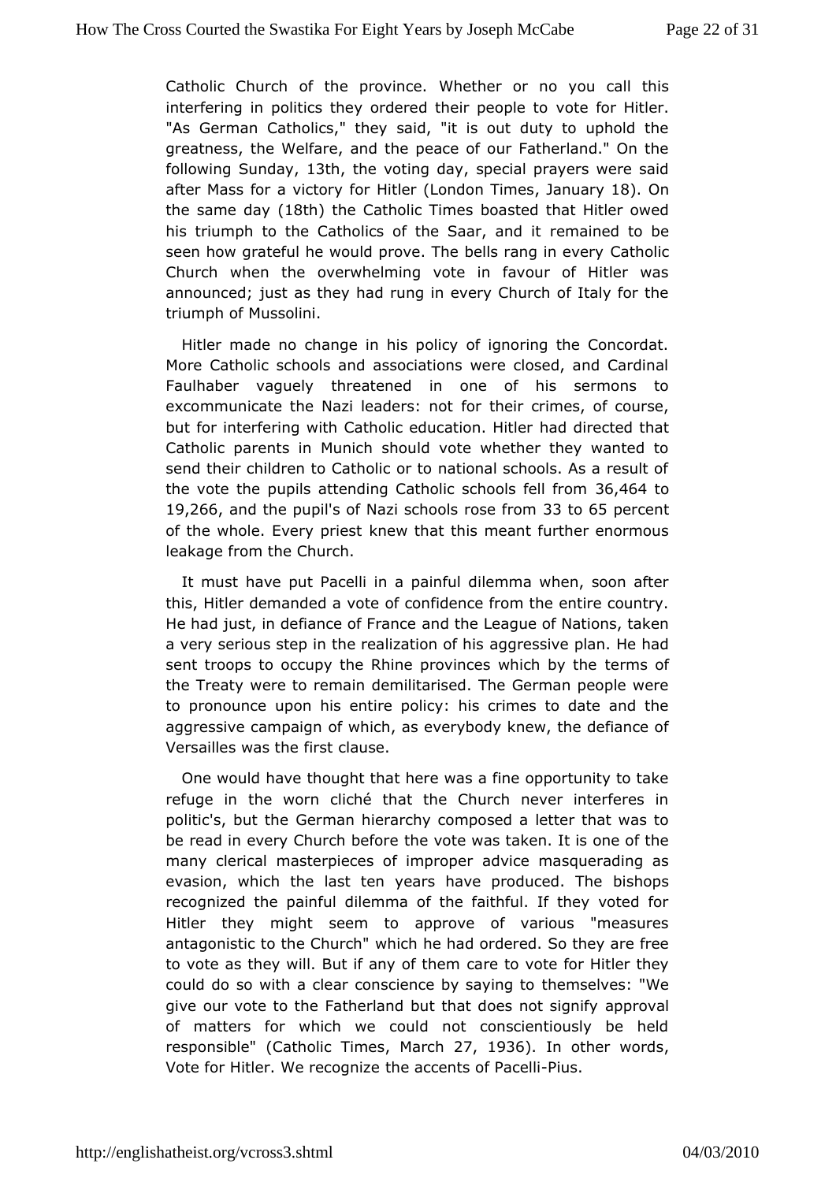Catholic Church of the province. Whether or no you call this interfering in politics they ordered their people to vote for Hitler. "As German Catholics," they said, "it is out duty to uphold the greatness, the Welfare, and the peace of our Fatherland." On the following Sunday, 13th, the voting day, special prayers were said after Mass for a victory for Hitler (London Times, January 18). On the same day (18th) the Catholic Times boasted that Hitler owed his triumph to the Catholics of the Saar, and it remained to be seen how grateful he would prove. The bells rang in every Catholic Church when the overwhelming vote in favour of Hitler was announced; just as they had rung in every Church of Italy for the triumph of Mussolini.

Hitler made no change in his policy of ignoring the Concordat. More Catholic schools and associations were closed, and Cardinal Faulhaber vaguely threatened in one of his sermons to excommunicate the Nazi leaders: not for their crimes, of course, but for interfering with Catholic education. Hitler had directed that Catholic parents in Munich should vote whether they wanted to send their children to Catholic or to national schools. As a result of the vote the pupils attending Catholic schools fell from 36,464 to 19,266, and the pupil's of Nazi schools rose from 33 to 65 percent of the whole. Every priest knew that this meant further enormous leakage from the Church.

It must have put Pacelli in a painful dilemma when, soon after this, Hitler demanded a vote of confidence from the entire country. He had just, in defiance of France and the League of Nations, taken a very serious step in the realization of his aggressive plan. He had sent troops to occupy the Rhine provinces which by the terms of the Treaty were to remain demilitarised. The German people were to pronounce upon his entire policy: his crimes to date and the aggressive campaign of which, as everybody knew, the defiance of Versailles was the first clause.

One would have thought that here was a fine opportunity to take refuge in the worn cliché that the Church never interferes in politic's, but the German hierarchy composed a letter that was to be read in every Church before the vote was taken. It is one of the many clerical masterpieces of improper advice masquerading as evasion, which the last ten years have produced. The bishops recognized the painful dilemma of the faithful. If they voted for Hitler they might seem to approve of various "measures antagonistic to the Church" which he had ordered. So they are free to vote as they will. But if any of them care to vote for Hitler they could do so with a clear conscience by saying to themselves: "We give our vote to the Fatherland but that does not signify approval of matters for which we could not conscientiously be held responsible" (Catholic Times, March 27, 1936). In other words, Vote for Hitler. We recognize the accents of Pacelli-Pius.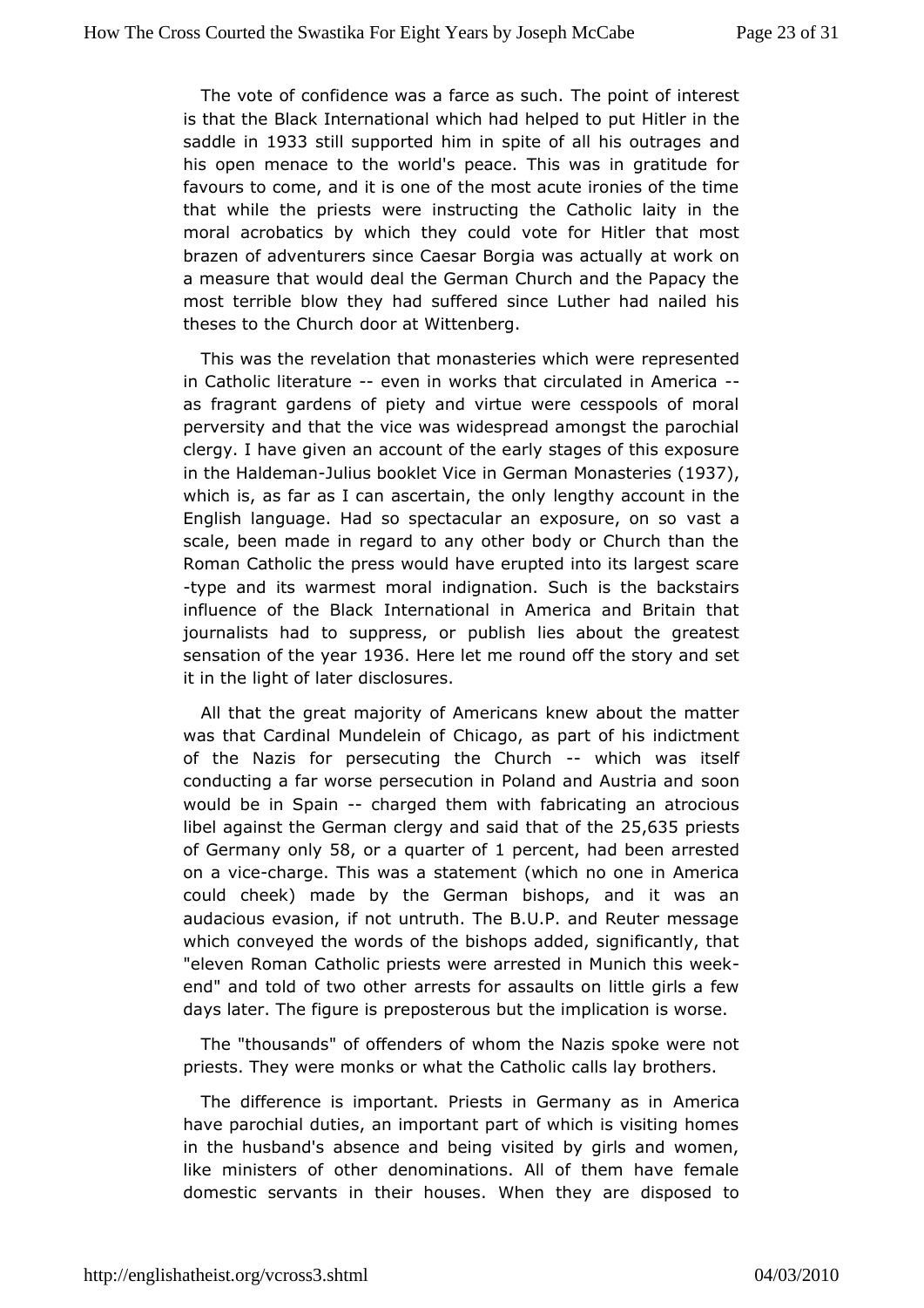The vote of confidence was a farce as such. The point of interest is that the Black International which had helped to put Hitler in the saddle in 1933 still supported him in spite of all his outrages and his open menace to the world's peace. This was in gratitude for favours to come, and it is one of the most acute ironies of the time that while the priests were instructing the Catholic laity in the moral acrobatics by which they could vote for Hitler that most brazen of adventurers since Caesar Borgia was actually at work on a measure that would deal the German Church and the Papacy the most terrible blow they had suffered since Luther had nailed his theses to the Church door at Wittenberg.

This was the revelation that monasteries which were represented in Catholic literature -- even in works that circulated in America -- as fragrant gardens of piety and virtue were cesspools of moral perversity and that the vice was widespread amongst the parochial clergy. I have given an account of the early stages of this exposure in the Haldeman-Julius booklet Vice in German Monasteries (1937), which is, as far as I can ascertain, the only lengthy account in the English language. Had so spectacular an exposure, on so vast a scale, been made in regard to any other body or Church than the Roman Catholic the press would have erupted into its largest scare-type and its warmest moral indignation. Such is the backstairs influence of the Black International in America and Britain that journalists had to suppress, or publish lies about the greatest sensation of the year 1936. Here let me round off the story and set it in the light of later disclosures.

All that the great majority of Americans knew about the matter was that Cardinal Mundelein of Chicago, as part of his indictment of the Nazis for persecuting the Church -- which was itself conducting a far worse persecution in Poland and Austria and soon would be in Spain -- charged them with fabricating an atrocious libel against the German clergy and said that of the 25,635 priests of Germany only 58, or a quarter of 1 percent, had been arrested on a vice-charge. This was a statement (which no one in America could cheek) made by the German bishops, and it was an audacious evasion, if not untruth. The B.U.P. and Reuter message which conveyed the words of the bishops added, significantly, that "eleven Roman Catholic priests were arrested in Munich this week-end" and told of two other arrests for assaults on little girls a few days later. The figure is preposterous but the implication is worse.

The "thousands" of offenders of whom the Nazis spoke were not priests. They were monks or what the Catholic calls lay brothers.

The difference is important. Priests in Germany as in America have parochial duties, an important part of which is visiting homes in the husband's absence and being visited by girls and women, like ministers of other denominations. All of them have female domestic servants in their houses. When they are disposed to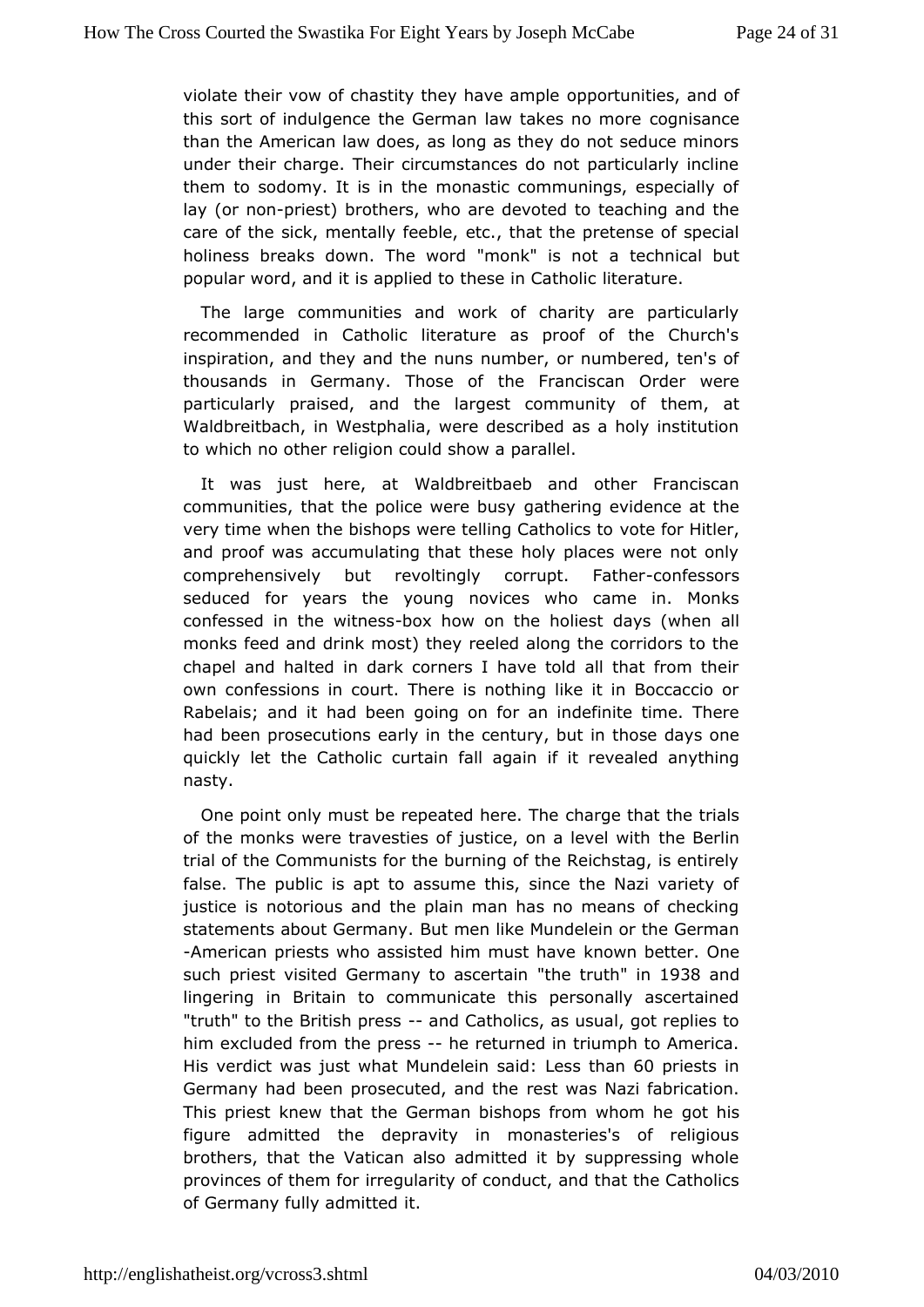violate their vow of chastity they have ample opportunities, and of this sort of indulgence the German law takes no more cognisance than the American law does, as long as they do not seduce minors under their charge. Their circumstances do not particularly incline them to sodomy. It is in the monastic communings, especially of lay (or non-priest) brothers, who are devoted to teaching and the care of the sick, mentally feeble, etc., that the pretense of special holiness breaks down. The word "monk" is not a technical but popular word, and it is applied to these in Catholic literature.

The large communities and work of charity are particularly recommended in Catholic literature as proof of the Church's inspiration, and they and the nuns number, or numbered, ten's of thousands in Germany. Those of the Franciscan Order were particularly praised, and the largest community of them, at Waldbreitbach, in Westphalia, were described as a holy institution to which no other religion could show a parallel.

It was just here, at Waldbreitbaeb and other Franciscan communities, that the police were busy gathering evidence at the very time when the bishops were telling Catholics to vote for Hitler, and proof was accumulating that these holy places were not only comprehensively but revoltingly corrupt. Father-confessors seduced for years the young novices who came in. Monks confessed in the witness-box how on the holiest days (when all monks feed and drink most) they reeled along the corridors to the chapel and halted in dark corners I have told all that from their own confessions in court. There is nothing like it in Boccaccio or Rabelais; and it had been going on for an indefinite time. There had been prosecutions early in the century, but in those days one quickly let the Catholic curtain fall again if it revealed anything nasty.

One point only must be repeated here. The charge that the trials of the monks were travesties of justice, on a level with the Berlin trial of the Communists for the burning of the Reichstag, is entirely false. The public is apt to assume this, since the Nazi variety of justice is notorious and the plain man has no means of checking statements about Germany. But men like Mundelein or the German-American priests who assisted him must have known better. One such priest visited Germany to ascertain "the truth" in 1938 and lingering in Britain to communicate this personally ascertained "truth" to the British press -- and Catholics, as usual, got replies to him excluded from the press -- he returned in triumph to America. His verdict was just what Mundelein said: Less than 60 priests in Germany had been prosecuted, and the rest was Nazi fabrication. This priest knew that the German bishops from whom he got his figure admitted the depravity in monasteries's of religious brothers, that the Vatican also admitted it by suppressing whole provinces of them for irregularity of conduct, and that the Catholics of Germany fully admitted it.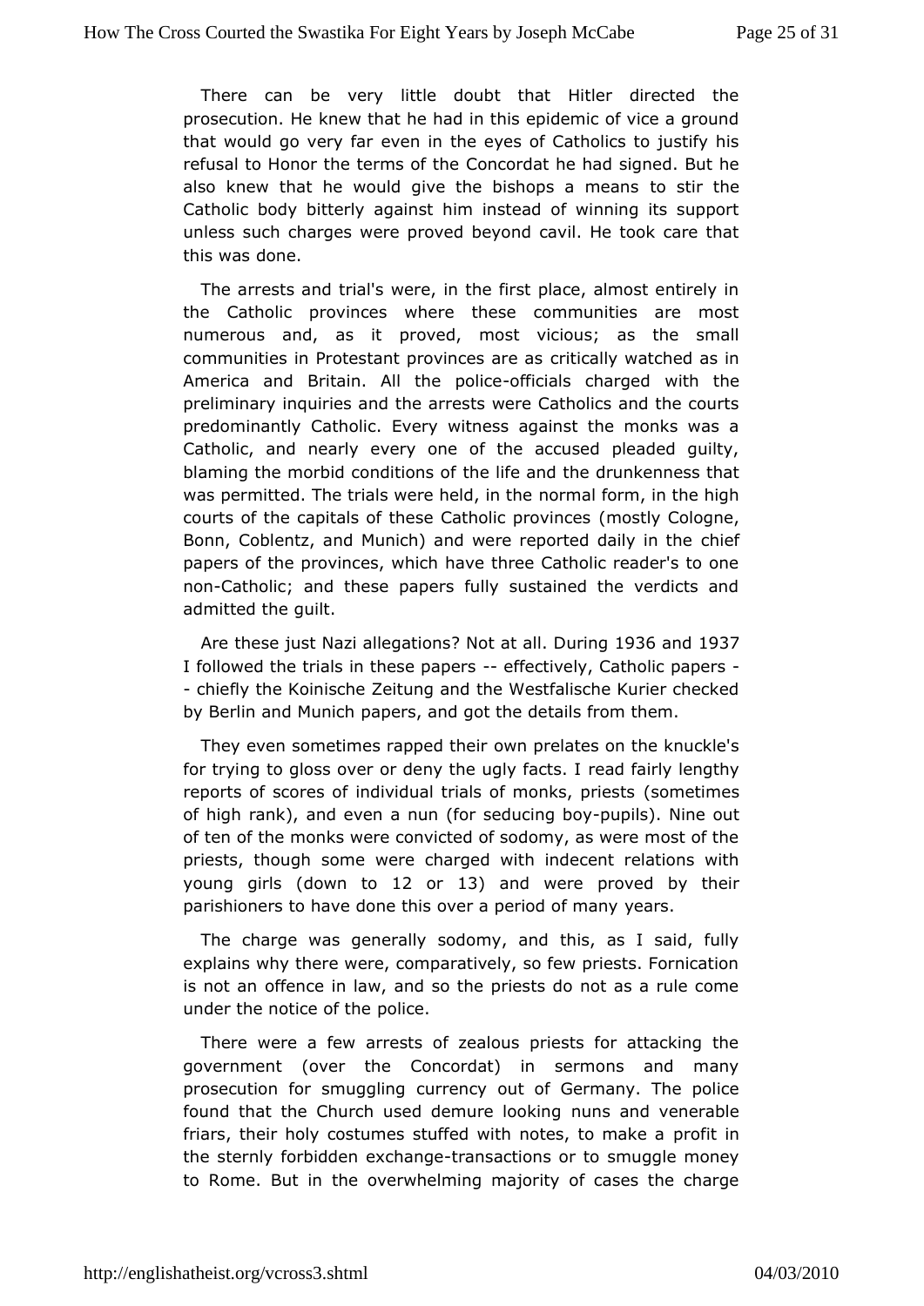There can be very little doubt that Hitler directed the prosecution. He knew that he had in this epidemic of vice a ground that would go very far even in the eyes of Catholics to justify his refusal to Honor the terms of the Concordat he had signed. But he also knew that he would give the bishops a means to stir the Catholic body bitterly against him instead of winning its support unless such charges were proved beyond cavil. He took care that this was done.

The arrests and trial's were, in the first place, almost entirely in the Catholic provinces where these communities are most numerous and, as it proved, most vicious; as the small communities in Protestant provinces are as critically watched as in America and Britain. All the police-officials charged with the preliminary inquiries and the arrests were Catholics and the courts predominantly Catholic. Every witness against the monks was a Catholic, and nearly every one of the accused pleaded guilty, blaming the morbid conditions of the life and the drunkenness that was permitted. The trials were held, in the normal form, in the high courts of the capitals of these Catholic provinces (mostly Cologne, Bonn, Coblentz, and Munich) and were reported daily in the chief papers of the provinces, which have three Catholic reader's to one non-Catholic; and these papers fully sustained the verdicts and admitted the guilt.

Are these just Nazi allegations? Not at all. During 1936 and 1937 I followed the trials in these papers -- effectively, Catholic papers -- chiefly the Koinische Zeitung and the Westfalische Kurier checked by Berlin and Munich papers, and got the details from them.

They even sometimes rapped their own prelates on the knuckle's for trying to gloss over or deny the ugly facts. I read fairly lengthy reports of scores of individual trials of monks, priests (sometimes of high rank), and even a nun (for seducing boy-pupils). Nine out of ten of the monks were convicted of sodomy, as were most of the priests, though some were charged with indecent relations with young girls (down to 12 or 13) and were proved by their parishioners to have done this over a period of many years.

The charge was generally sodomy, and this, as I said, fully explains why there were, comparatively, so few priests. Fornication is not an offence in law, and so the priests do not as a rule come under the notice of the police.

There were a few arrests of zealous priests for attacking the government (over the Concordat) in sermons and many prosecution for smuggling currency out of Germany. The police found that the Church used demure looking nuns and venerable friars, their holy costumes stuffed with notes, to make a profit in the sternly forbidden exchange-transactions or to smuggle money to Rome. But in the overwhelming majority of cases the charge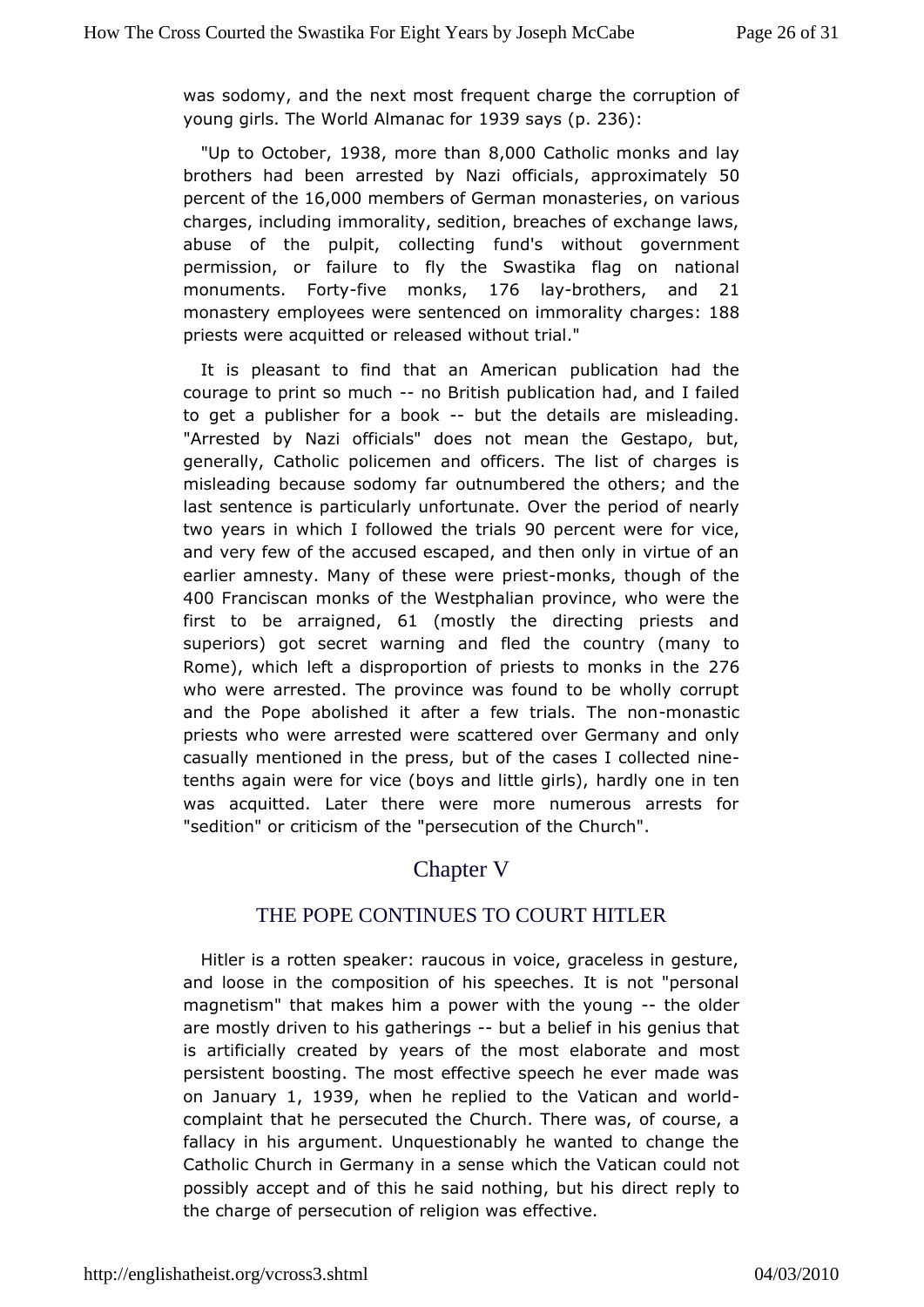was sodomy, and the next most frequent charge the corruption of young girls. The World Almanac for 1939 says (p. 236):

"Up to October, 1938, more than 8,000 Catholic monks and lay brothers had been arrested by Nazi officials, approximately 50 percent of the 16,000 members of German monasteries, on various charges, including immorality, sedition, breaches of exchange laws, abuse of the pulpit, collecting fund's without government permission, or failure to fly the Swastika flag on national monuments. Forty-five monks, 176 lay-brothers, and 21 monastery employees were sentenced on immorality charges: 188 priests were acquitted or released without trial."

It is pleasant to find that an American publication had the courage to print so much -- no British publication had, and I failed to get a publisher for a book -- but the details are misleading. "Arrested by Nazi officials" does not mean the Gestapo, but, generally, Catholic policemen and officers. The list of charges is misleading because sodomy far outnumbered the others; and the last sentence is particularly unfortunate. Over the period of nearly two years in which I followed the trials 90 percent were for vice, and very few of the accused escaped, and then only in virtue of an earlier amnesty. Many of these were priest-monks, though of the 400 Franciscan monks of the Westphalian province, who were the first to be arraigned, 61 (mostly the directing priests and superiors) got secret warning and fled the country (many to Rome), which left a disproportion of priests to monks in the 276 who were arrested. The province was found to be wholly corrupt and the Pope abolished it after a few trials. The non-monastic priests who were arrested were scattered over Germany and only casually mentioned in the press, but of the cases I collected nine-tenths again were for vice (boys and little girls), hardly one in ten was acquitted. Later there were more numerous arrests for "sedition" or criticism of the "persecution of the Church".

# Chapter V

## THE POPE CONTINUES TO COURT HITLER

Hitler is a rotten speaker: raucous in voice, graceless in gesture, and loose in the composition of his speeches. It is not "personal magnetism" that makes him a power with the young -- the older are mostly driven to his gatherings -- but a belief in his genius that is artificially created by years of the most elaborate and most persistent boosting. The most effective speech he ever made was on January 1, 1939, when he replied to the Vatican and world-complaint that he persecuted the Church. There was, of course, a fallacy in his argument. Unquestionably he wanted to change the Catholic Church in Germany in a sense which the Vatican could not possibly accept and of this he said nothing, but his direct reply to the charge of persecution of religion was effective.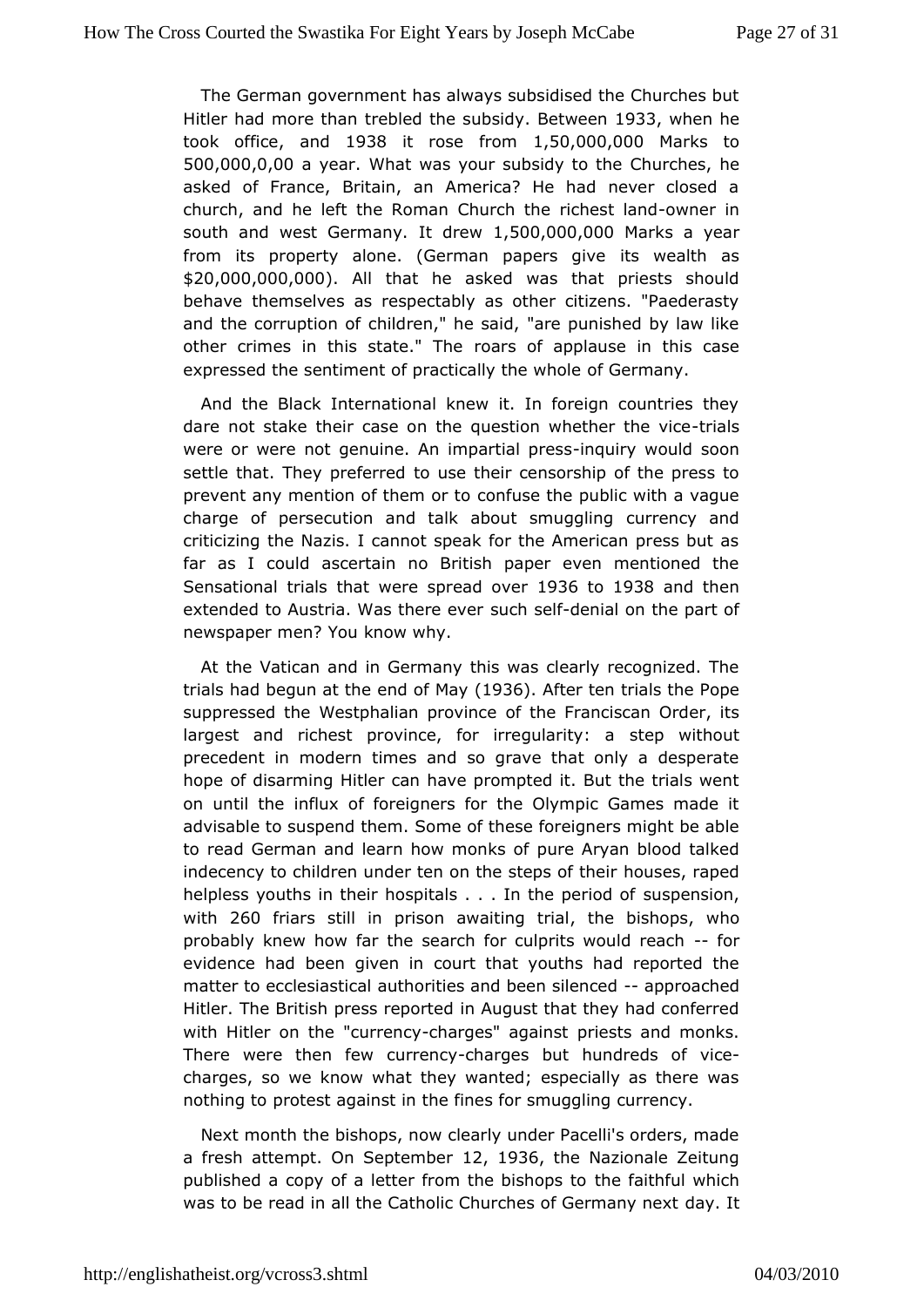The German government has always subsidised the Churches but Hitler had more than trebled the subsidy. Between 1933, when he took office, and 1938 it rose from 1,50,000,000 Marks to 500,000,0,00 a year. What was your subsidy to the Churches, he asked of France, Britain, an America? He had never closed a church, and he left the Roman Church the richest land-owner in south and west Germany. It drew 1,500,000,000 Marks a year from its property alone. (German papers give its wealth as $20,000,000,000). All that he asked was that priests should behave themselves as respectably as other citizens. "Paederasty and the corruption of children," he said, "are punished by law like other crimes in this state." The roars of applause in this case expressed the sentiment of practically the whole of Germany.

And the Black International knew it. In foreign countries they dare not stake their case on the question whether the vice-trials were or were not genuine. An impartial press-inquiry would soon settle that. They preferred to use their censorship of the press to prevent any mention of them or to confuse the public with a vague charge of persecution and talk about smuggling currency and criticizing the Nazis. I cannot speak for the American press but as far as I could ascertain no British paper even mentioned the Sensational trials that were spread over 1936 to 1938 and then extended to Austria. Was there ever such self-denial on the part of newspaper men? You know why.

At the Vatican and in Germany this was clearly recognized. The trials had begun at the end of May (1936). After ten trials the Pope suppressed the Westphalian province of the Franciscan Order, its largest and richest province, for irregularity: a step without precedent in modern times and so grave that only a desperate hope of disarming Hitler can have prompted it. But the trials went on until the influx of foreigners for the Olympic Games made it advisable to suspend them. Some of these foreigners might be able to read German and learn how monks of pure Aryan blood talked indecency to children under ten on the steps of their houses, raped helpless youths in their hospitals . . . In the period of suspension, with 260 friars still in prison awaiting trial, the bishops, who probably knew how far the search for culprits would reach -- for evidence had been given in court that youths had reported the matter to ecclesiastical authorities and been silenced -- approached Hitler. The British press reported in August that they had conferred with Hitler on the "currency-charges" against priests and monks. There were then few currency-charges but hundreds of vice-charges, so we know what they wanted; especially as there was nothing to protest against in the fines for smuggling currency.

Next month the bishops, now clearly under Pacelli's orders, made a fresh attempt. On September 12, 1936, the Nazionale Zeitung published a copy of a letter from the bishops to the faithful which was to be read in all the Catholic Churches of Germany next day. It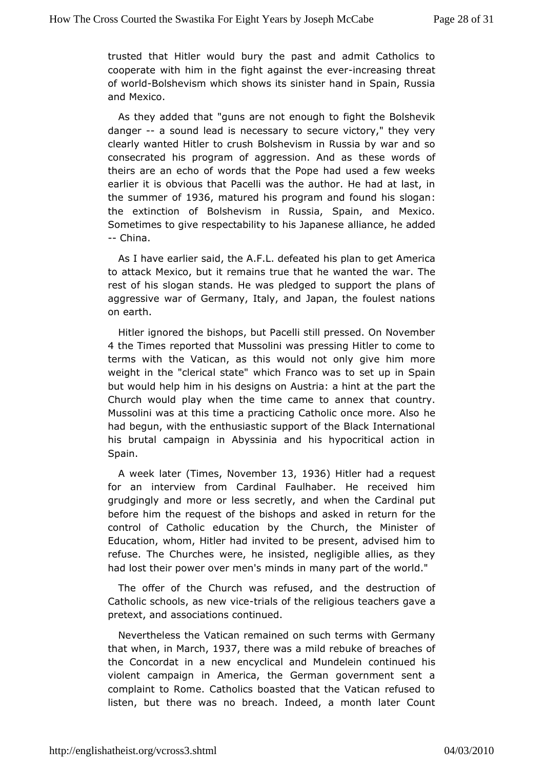trusted that Hitler would bury the past and admit Catholics to cooperate with him in the fight against the ever-increasing threat of world-Bolshevism which shows its sinister hand in Spain, Russia and Mexico.

As they added that "guns are not enough to fight the Bolshevik danger -- a sound lead is necessary to secure victory," they very clearly wanted Hitler to crush Bolshevism in Russia by war and so consecrated his program of aggression. And as these words of theirs are an echo of words that the Pope had used a few weeks earlier it is obvious that Pacelli was the author. He had at last, in the summer of 1936, matured his program and found his slogan: the extinction of Bolshevism in Russia, Spain, and Mexico. Sometimes to give respectability to his Japanese alliance, he added -- China.

As I have earlier said, the A.F.L. defeated his plan to get America to attack Mexico, but it remains true that he wanted the war. The rest of his slogan stands. He was pledged to support the plans of aggressive war of Germany, Italy, and Japan, the foulest nations on earth.

Hitler ignored the bishops, but Pacelli still pressed. On November 4 the Times reported that Mussolini was pressing Hitler to come to terms with the Vatican, as this would not only give him more weight in the "clerical state" which Franco was to set up in Spain but would help him in his designs on Austria: a hint at the part the Church would play when the time came to annex that country. Mussolini was at this time a practicing Catholic once more. Also he had begun, with the enthusiastic support of the Black International his brutal campaign in Abyssinia and his hypocritical action in Spain.

A week later (Times, November 13, 1936) Hitler had a request for an interview from Cardinal Faulhaber. He received him grudgingly and more or less secretly, and when the Cardinal put before him the request of the bishops and asked in return for the control of Catholic education by the Church, the Minister of Education, whom, Hitler had invited to be present, advised him to refuse. The Churches were, he insisted, negligible allies, as they had lost their power over men's minds in many part of the world."

The offer of the Church was refused, and the destruction of Catholic schools, as new vice-trials of the religious teachers gave a pretext, and associations continued.

Nevertheless the Vatican remained on such terms with Germany that when, in March, 1937, there was a mild rebuke of breaches of the Concordat in a new encyclical and Mundelein continued his violent campaign in America, the German government sent a complaint to Rome. Catholics boasted that the Vatican refused to listen, but there was no breach. Indeed, a month later Count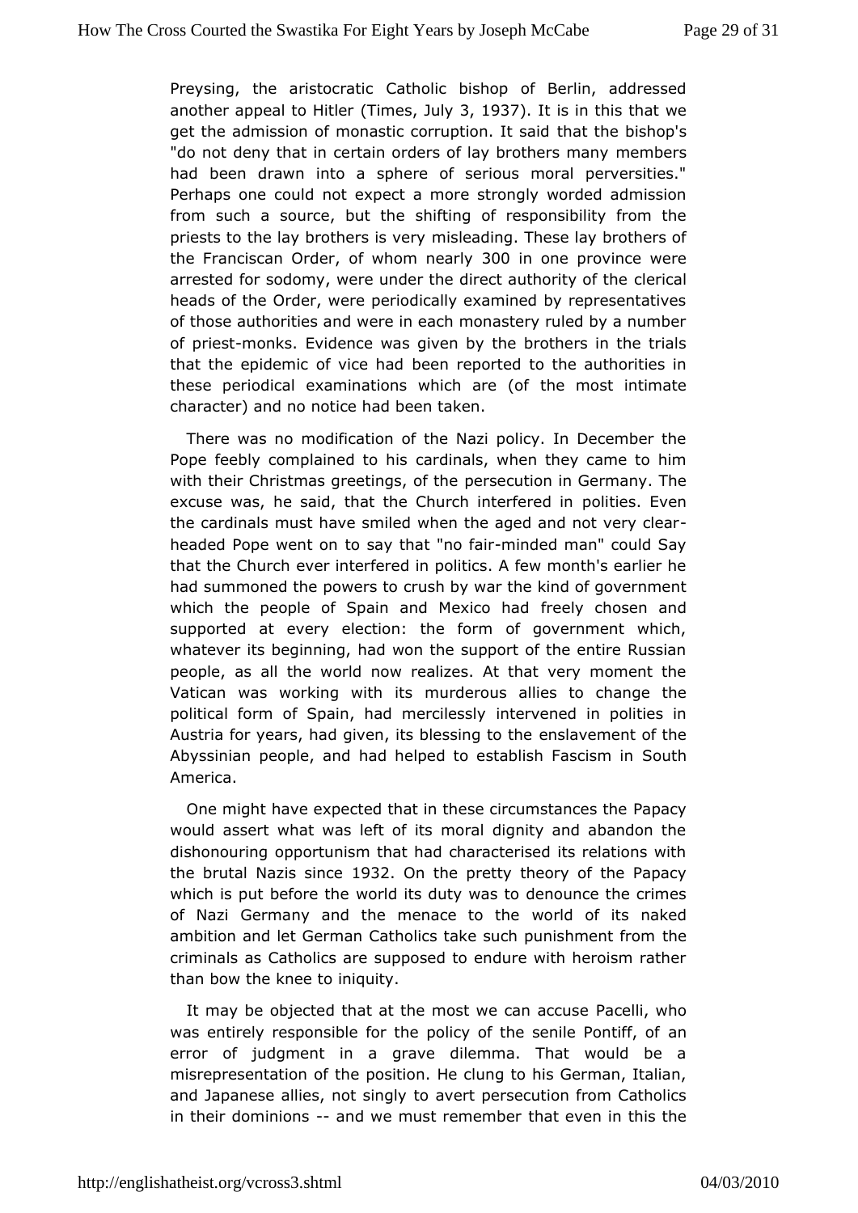Preysing, the aristocratic Catholic bishop of Berlin, addressed another appeal to Hitler (Times, July 3, 1937). It is in this that we get the admission of monastic corruption. It said that the bishop's "do not deny that in certain orders of lay brothers many members had been drawn into a sphere of serious moral perversities." Perhaps one could not expect a more strongly worded admission from such a source, but the shifting of responsibility from the priests to the lay brothers is very misleading. These lay brothers of the Franciscan Order, of whom nearly 300 in one province were arrested for sodomy, were under the direct authority of the clerical heads of the Order, were periodically examined by representatives of those authorities and were in each monastery ruled by a number of priest-monks. Evidence was given by the brothers in the trials that the epidemic of vice had been reported to the authorities in these periodical examinations which are (of the most intimate character) and no notice had been taken.

There was no modification of the Nazi policy. In December the Pope feebly complained to his cardinals, when they came to him with their Christmas greetings, of the persecution in Germany. The excuse was, he said, that the Church interfered in polities. Even the cardinals must have smiled when the aged and not very clear-headed Pope went on to say that "no fair-minded man" could Say that the Church ever interfered in politics. A few month's earlier he had summoned the powers to crush by war the kind of government which the people of Spain and Mexico had freely chosen and supported at every election: the form of government which, whatever its beginning, had won the support of the entire Russian people, as all the world now realizes. At that very moment the Vatican was working with its murderous allies to change the political form of Spain, had mercilessly intervened in polities in Austria for years, had given, its blessing to the enslavement of the Abyssinian people, and had helped to establish Fascism in South America.

One might have expected that in these circumstances the Papacy would assert what was left of its moral dignity and abandon the dishonouring opportunism that had characterised its relations with the brutal Nazis since 1932. On the pretty theory of the Papacy which is put before the world its duty was to denounce the crimes of Nazi Germany and the menace to the world of its naked ambition and let German Catholics take such punishment from the criminals as Catholics are supposed to endure with heroism rather than bow the knee to iniquity.

It may be objected that at the most we can accuse Pacelli, who was entirely responsible for the policy of the senile Pontiff, of an error of judgment in a grave dilemma. That would be a misrepresentation of the position. He clung to his German, Italian, and Japanese allies, not singly to avert persecution from Catholics in their dominions -- and we must remember that even in this the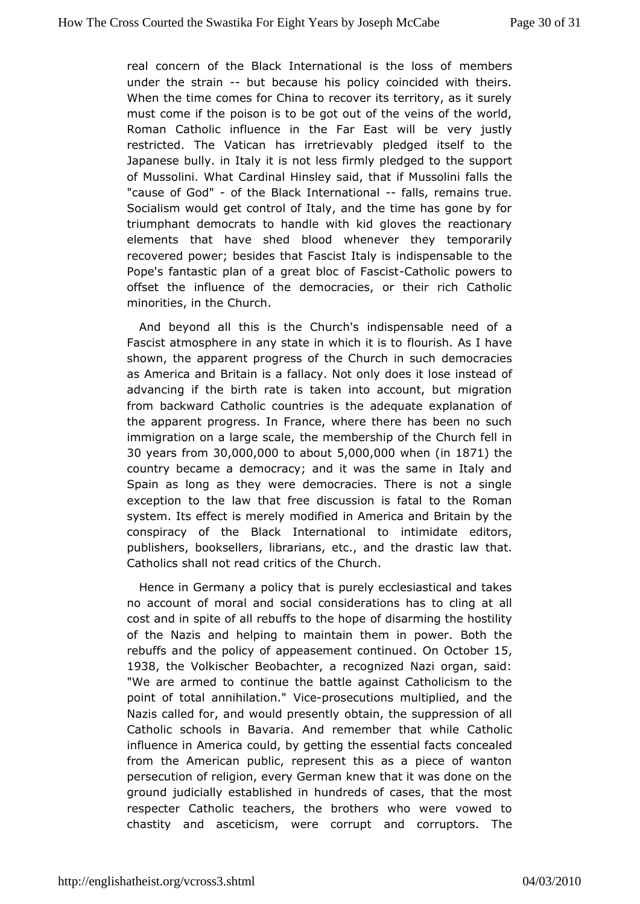real concern of the Black International is the loss of members under the strain -- but because his policy coincided with theirs. When the time comes for China to recover its territory, as it surely must come if the poison is to be got out of the veins of the world, Roman Catholic influence in the Far East will be very justly restricted. The Vatican has irretrievably pledged itself to the Japanese bully. in Italy it is not less firmly pledged to the support of Mussolini. What Cardinal Hinsley said, that if Mussolini falls the "cause of God" - of the Black International -- falls, remains true. Socialism would get control of Italy, and the time has gone by for triumphant democrats to handle with kid gloves the reactionary elements that have shed blood whenever they temporarily recovered power; besides that Fascist Italy is indispensable to the Pope's fantastic plan of a great bloc of Fascist-Catholic powers to offset the influence of the democracies, or their rich Catholic minorities, in the Church.

And beyond all this is the Church's indispensable need of a Fascist atmosphere in any state in which it is to flourish. As I have shown, the apparent progress of the Church in such democracies as America and Britain is a fallacy. Not only does it lose instead of advancing if the birth rate is taken into account, but migration from backward Catholic countries is the adequate explanation of the apparent progress. In France, where there has been no such immigration on a large scale, the membership of the Church fell in 30 years from 30,000,000 to about 5,000,000 when (in 1871) the country became a democracy; and it was the same in Italy and Spain as long as they were democracies. There is not a single exception to the law that free discussion is fatal to the Roman system. Its effect is merely modified in America and Britain by the conspiracy of the Black International to intimidate editors, publishers, booksellers, librarians, etc., and the drastic law that. Catholics shall not read critics of the Church.

Hence in Germany a policy that is purely ecclesiastical and takes no account of moral and social considerations has to cling at all cost and in spite of all rebuffs to the hope of disarming the hostility of the Nazis and helping to maintain them in power. Both the rebuffs and the policy of appeasement continued. On October 15, 1938, the Volkischer Beobachter, a recognized Nazi organ, said: "We are armed to continue the battle against Catholicism to the point of total annihilation." Vice-prosecutions multiplied, and the Nazis called for, and would presently obtain, the suppression of all Catholic schools in Bavaria. And remember that while Catholic influence in America could, by getting the essential facts concealed from the American public, represent this as a piece of wanton persecution of religion, every German knew that it was done on the ground judicially established in hundreds of cases, that the most respecter Catholic teachers, the brothers who were vowed to chastity and asceticism, were corrupt and corruptors. The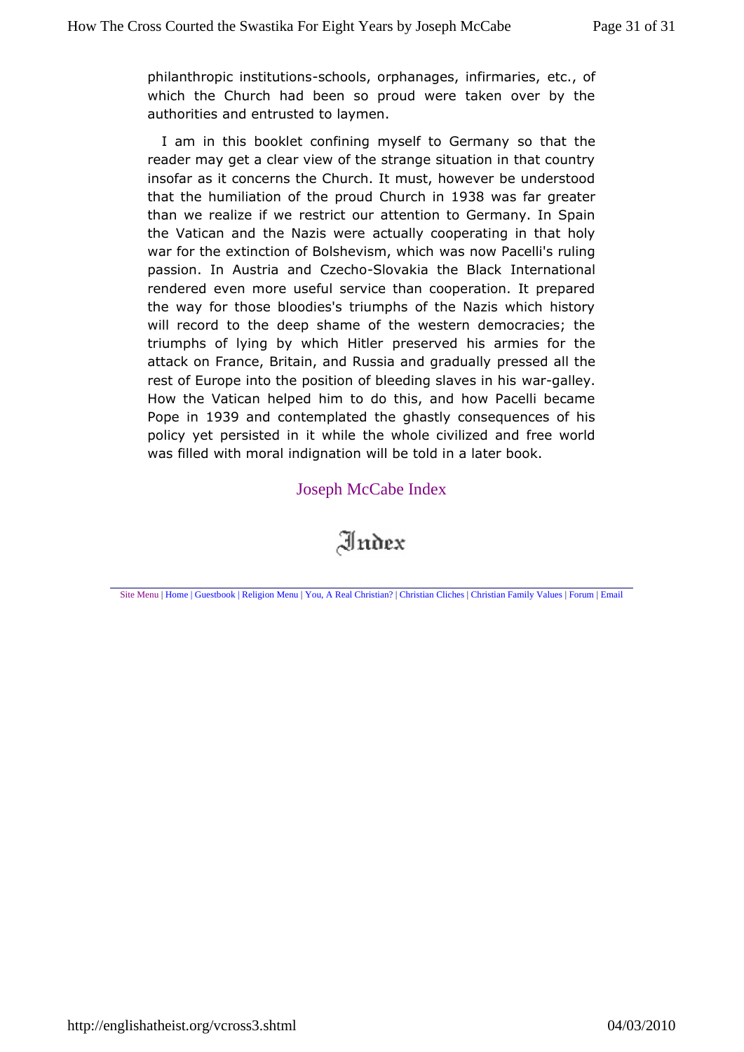philanthropic institutions-schools, orphanages, infirmaries, etc., of which the Church had been so proud were taken over by the authorities and entrusted to laymen.

I am in this booklet confining myself to Germany so that the reader may get a clear view of the strange situation in that country insofar as it concerns the Church. It must, however be understood that the humiliation of the proud Church in 1938 was far greater than we realize if we restrict our attention to Germany. In Spain the Vatican and the Nazis were actually cooperating in that holy war for the extinction of Bolshevism, which was now Pacelli's ruling passion. In Austria and Czecho-Slovakia the Black International rendered even more useful service than cooperation. It prepared the way for those bloodies's triumphs of the Nazis which history will record to the deep shame of the western democracies; the triumphs of lying by which Hitler preserved his armies for the attack on France, Britain, and Russia and gradually pressed all the rest of Europe into the position of bleeding slaves in his war-galley. How the Vatican helped him to do this, and how Pacelli became Pope in 1939 and contemplated the ghastly consequences of his policy yet persisted in it while the whole civilized and free world was filled with moral indignation will be told in a later book.

Joseph McCabe Index

Index

Site Menu | Home | Guestbook | Religion Menu | You, A Real Christian? | Christian Cliches | Christian Family Values | Forum | Email